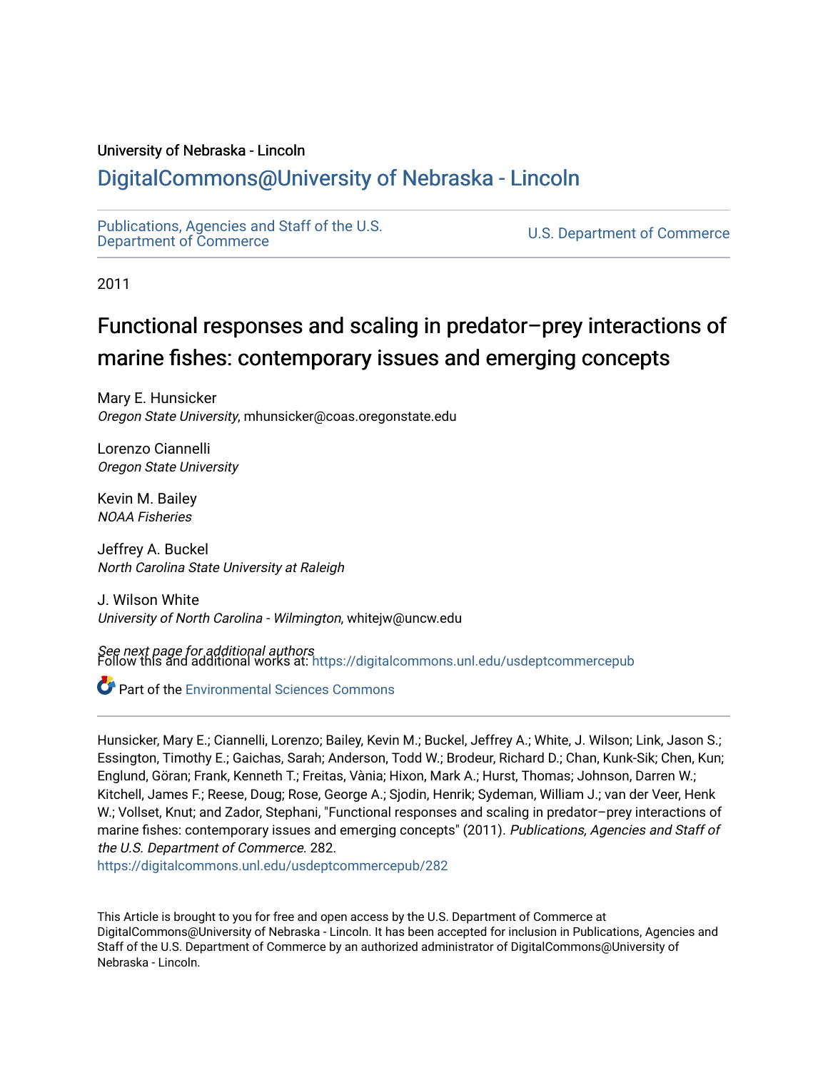University of Nebraska - Lincoln

# DigitalCommons@University of Nebraska - Lincoln

Publications, Agencies and Staff of the U.S. Department of Commerce

U.S. Department of Commerce

2011

## Functional responses and scaling in predator–prey interactions of marine fishes: contemporary issues and emerging concepts

Mary E. Hunsicker
*Oregon State University*, mhunsicker@coas.oregonstate.edu

Lorenzo Ciannelli
*Oregon State University*

Kevin M. Bailey
*NOAA Fisheries*

Jeffrey A. Buckel
*North Carolina State University at Raleigh*

J. Wilson White
*University of North Carolina - Wilmington*, whitejw@uncw.edu

*See next page for additional authors*

Follow this and additional works at: https://digitalcommons.unl.edu/usdeptcommercepub

Part of the Environmental Sciences Commons

Hunsicker, Mary E.; Ciannelli, Lorenzo; Bailey, Kevin M.; Buckel, Jeffrey A.; White, J. Wilson; Link, Jason S.; Essington, Timothy E.; Gaichas, Sarah; Anderson, Todd W.; Brodeur, Richard D.; Chan, Kunk-Sik; Chen, Kun; Englund, Göran; Frank, Kenneth T.; Freitas, Vània; Hixon, Mark A.; Hurst, Thomas; Johnson, Darren W.; Kitchell, James F.; Reese, Doug; Rose, George A.; Sjodin, Henrik; Sydeman, William J.; van der Veer, Henk W.; Vollset, Knut; and Zador, Stephani, "Functional responses and scaling in predator–prey interactions of marine fishes: contemporary issues and emerging concepts" (2011). *Publications, Agencies and Staff of the U.S. Department of Commerce*. 282.
https://digitalcommons.unl.edu/usdeptcommercepub/282

This Article is brought to you for free and open access by the U.S. Department of Commerce at DigitalCommons@University of Nebraska - Lincoln. It has been accepted for inclusion in Publications, Agencies and Staff of the U.S. Department of Commerce by an authorized administrator of DigitalCommons@University of Nebraska - Lincoln.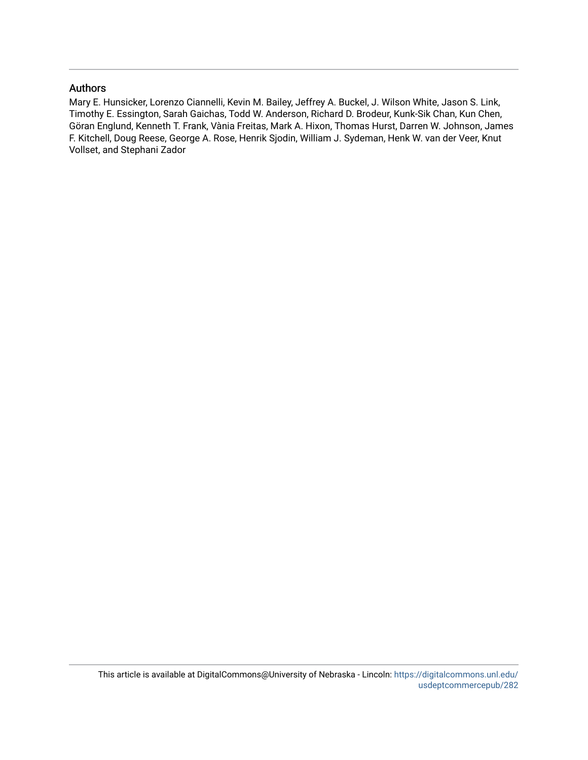## Authors

Mary E. Hunsicker, Lorenzo Ciannelli, Kevin M. Bailey, Jeffrey A. Buckel, J. Wilson White, Jason S. Link, Timothy E. Essington, Sarah Gaichas, Todd W. Anderson, Richard D. Brodeur, Kunk-Sik Chan, Kun Chen, Göran Englund, Kenneth T. Frank, Vània Freitas, Mark A. Hixon, Thomas Hurst, Darren W. Johnson, James F. Kitchell, Doug Reese, George A. Rose, Henrik Sjodin, William J. Sydeman, Henk W. van der Veer, Knut Vollset, and Stephani Zador

This article is available at DigitalCommons@University of Nebraska - Lincoln: https://digitalcommons.unl.edu/usdeptcommercepub/282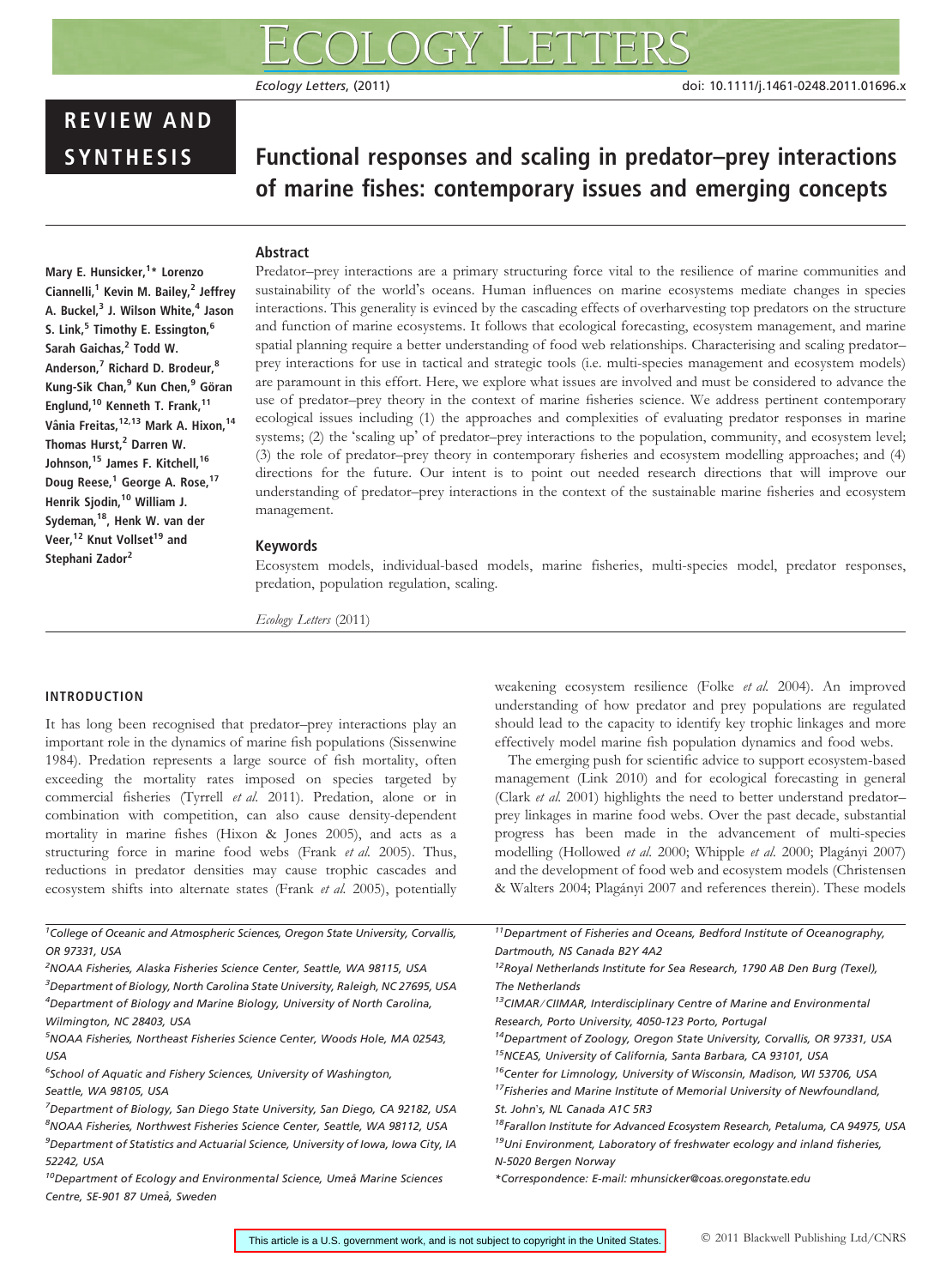# Functional responses and scaling in predator–prey interactions of marine fishes: contemporary issues and emerging concepts

**REVIEW AND SYNTHESIS**

**Mary E. Hunsicker,[1]* Lorenzo Ciannelli,[1] Kevin M. Bailey,[2] Jeffrey A. Buckel,[3] J. Wilson White,[4] Jason S. Link,[5] Timothy E. Essington,[6] Sarah Gaichas,[2] Todd W. Anderson,[7] Richard D. Brodeur,[8] Kung-Sik Chan,[9] Kun Chen,[9] Göran Englund,[10] Kenneth T. Frank,[11] Vânia Freitas,[12,13] Mark A. Hixon,[14] Thomas Hurst,[2] Darren W. Johnson,[15] James F. Kitchell,[16] Doug Reese,[1] George A. Rose,[17] Henrik Sjodin,[10] William J. Sydeman,[18], Henk W. van der Veer,[12] Knut Vollset[19] and Stephani Zador[2]**

## Abstract

Predator–prey interactions are a primary structuring force vital to the resilience of marine communities and sustainability of the world's oceans. Human influences on marine ecosystems mediate changes in species interactions. This generality is evinced by the cascading effects of overharvesting top predators on the structure and function of marine ecosystems. It follows that ecological forecasting, ecosystem management, and marine spatial planning require a better understanding of food web relationships. Characterising and scaling predator–prey interactions for use in tactical and strategic tools (i.e. multi-species management and ecosystem models) are paramount in this effort. Here, we explore what issues are involved and must be considered to advance the use of predator–prey theory in the context of marine fisheries science. We address pertinent contemporary ecological issues including (1) the approaches and complexities of evaluating predator responses in marine systems; (2) the 'scaling up' of predator–prey interactions to the population, community, and ecosystem level; (3) the role of predator–prey theory in contemporary fisheries and ecosystem modelling approaches; and (4) directions for the future. Our intent is to point out needed research directions that will improve our understanding of predator–prey interactions in the context of the sustainable marine fisheries and ecosystem management.

## Keywords

Ecosystem models, individual-based models, marine fisheries, multi-species model, predator responses, predation, population regulation, scaling.

*Ecology Letters* (2011)

## INTRODUCTION

It has long been recognised that predator–prey interactions play an important role in the dynamics of marine fish populations (Sissenwine 1984). Predation represents a large source of fish mortality, often exceeding the mortality rates imposed on species targeted by commercial fisheries (Tyrrell *et al.* 2011). Predation, alone or in combination with competition, can also cause density-dependent mortality in marine fishes (Hixon & Jones 2005), and acts as a structuring force in marine food webs (Frank *et al.* 2005). Thus, reductions in predator densities may cause trophic cascades and ecosystem shifts into alternate states (Frank *et al.* 2005), potentially weakening ecosystem resilience (Folke *et al.* 2004). An improved understanding of how predator and prey populations are regulated should lead to the capacity to identify key trophic linkages and more effectively model marine fish population dynamics and food webs.

The emerging push for scientific advice to support ecosystem-based management (Link 2010) and for ecological forecasting in general (Clark *et al.* 2001) highlights the need to better understand predator–prey linkages in marine food webs. Over the past decade, substantial progress has been made in the advancement of multi-species modelling (Hollowed *et al.* 2000; Whipple *et al.* 2000; Plagányi 2007) and the development of food web and ecosystem models (Christensen & Walters 2004; Plagányi 2007 and references therein). These models

[1]College of Oceanic and Atmospheric Sciences, Oregon State University, Corvallis, OR 97331, USA
[2]NOAA Fisheries, Alaska Fisheries Science Center, Seattle, WA 98115, USA
[3]Department of Biology, North Carolina State University, Raleigh, NC 27695, USA
[4]Department of Biology and Marine Biology, University of North Carolina, Wilmington, NC 28403, USA
[5]NOAA Fisheries, Northeast Fisheries Science Center, Woods Hole, MA 02543, USA
[6]School of Aquatic and Fishery Sciences, University of Washington, Seattle, WA 98105, USA
[7]Department of Biology, San Diego State University, San Diego, CA 92182, USA
[8]NOAA Fisheries, Northwest Fisheries Science Center, Seattle, WA 98112, USA
[9]Department of Statistics and Actuarial Science, University of Iowa, Iowa City, IA 52242, USA
[10]Department of Ecology and Environmental Science, Umeå Marine Sciences Centre, SE-901 87 Umeå, Sweden
[11]Department of Fisheries and Oceans, Bedford Institute of Oceanography, Dartmouth, NS Canada B2Y 4A2
[12]Royal Netherlands Institute for Sea Research, 1790 AB Den Burg (Texel), The Netherlands
[13]CIMAR/CIIMAR, Interdisciplinary Centre of Marine and Environmental Research, Porto University, 4050-123 Porto, Portugal
[14]Department of Zoology, Oregon State University, Corvallis, OR 97331, USA
[15]NCEAS, University of California, Santa Barbara, CA 93101, USA
[16]Center for Limnology, University of Wisconsin, Madison, WI 53706, USA
[17]Fisheries and Marine Institute of Memorial University of Newfoundland, St. John's, NL Canada A1C 5R3
[18]Farallon Institute for Advanced Ecosystem Research, Petaluma, CA 94975, USA
[19]Uni Environment, Laboratory of freshwater ecology and inland fisheries, N-5020 Bergen Norway
*Correspondence: E-mail: mhunsicker@coas.oregonstate.edu

This article is a U.S. government work, and is not subject to copyright in the United States.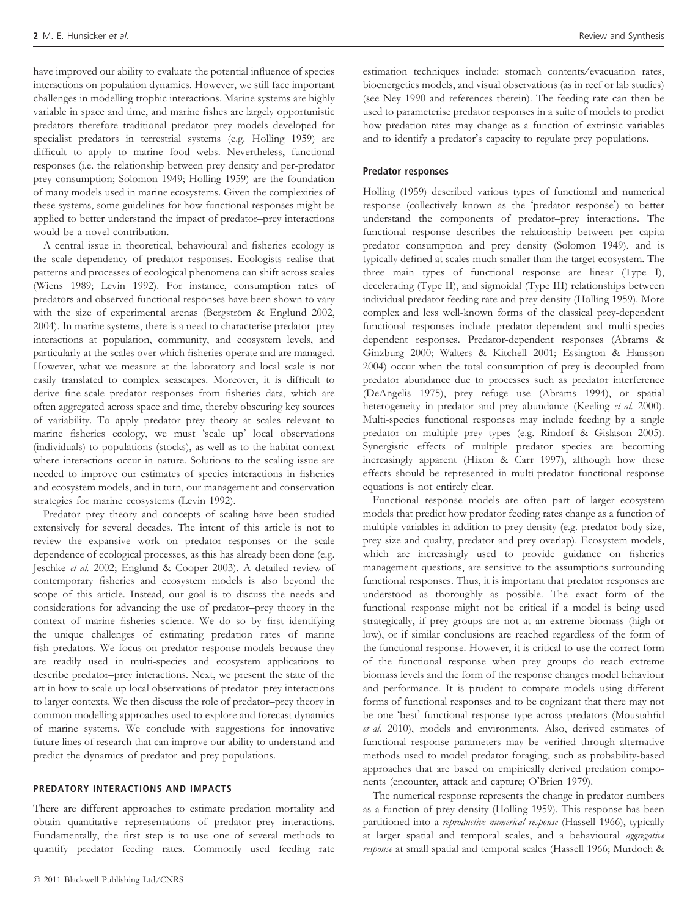have improved our ability to evaluate the potential influence of species interactions on population dynamics. However, we still face important challenges in modelling trophic interactions. Marine systems are highly variable in space and time, and marine fishes are largely opportunistic predators therefore traditional predator–prey models developed for specialist predators in terrestrial systems (e.g. Holling 1959) are difficult to apply to marine food webs. Nevertheless, functional responses (i.e. the relationship between prey density and per-predator prey consumption; Solomon 1949; Holling 1959) are the foundation of many models used in marine ecosystems. Given the complexities of these systems, some guidelines for how functional responses might be applied to better understand the impact of predator–prey interactions would be a novel contribution.

A central issue in theoretical, behavioural and fisheries ecology is the scale dependency of predator responses. Ecologists realise that patterns and processes of ecological phenomena can shift across scales (Wiens 1989; Levin 1992). For instance, consumption rates of predators and observed functional responses have been shown to vary with the size of experimental arenas (Bergström & Englund 2002, 2004). In marine systems, there is a need to characterise predator–prey interactions at population, community, and ecosystem levels, and particularly at the scales over which fisheries operate and are managed. However, what we measure at the laboratory and local scale is not easily translated to complex seascapes. Moreover, it is difficult to derive fine-scale predator responses from fisheries data, which are often aggregated across space and time, thereby obscuring key sources of variability. To apply predator–prey theory at scales relevant to marine fisheries ecology, we must 'scale up' local observations (individuals) to populations (stocks), as well as to the habitat context where interactions occur in nature. Solutions to the scaling issue are needed to improve our estimates of species interactions in fisheries and ecosystem models, and in turn, our management and conservation strategies for marine ecosystems (Levin 1992).

Predator–prey theory and concepts of scaling have been studied extensively for several decades. The intent of this article is not to review the expansive work on predator responses or the scale dependence of ecological processes, as this has already been done (e.g. Jeschke *et al.* 2002; Englund & Cooper 2003). A detailed review of contemporary fisheries and ecosystem models is also beyond the scope of this article. Instead, our goal is to discuss the needs and considerations for advancing the use of predator–prey theory in the context of marine fisheries science. We do so by first identifying the unique challenges of estimating predation rates of marine fish predators. We focus on predator response models because they are readily used in multi-species and ecosystem applications to describe predator–prey interactions. Next, we present the state of the art in how to scale-up local observations of predator–prey interactions to larger contexts. We then discuss the role of predator–prey theory in common modelling approaches used to explore and forecast dynamics of marine systems. We conclude with suggestions for innovative future lines of research that can improve our ability to understand and predict the dynamics of predator and prey populations.

## PREDATORY INTERACTIONS AND IMPACTS

There are different approaches to estimate predation mortality and obtain quantitative representations of predator–prey interactions. Fundamentally, the first step is to use one of several methods to quantify predator feeding rates. Commonly used feeding rate estimation techniques include: stomach contents/evacuation rates, bioenergetics models, and visual observations (as in reef or lab studies) (see Ney 1990 and references therein). The feeding rate can then be used to parameterise predator responses in a suite of models to predict how predation rates may change as a function of extrinsic variables and to identify a predator's capacity to regulate prey populations.

### Predator responses

Holling (1959) described various types of functional and numerical response (collectively known as the 'predator response') to better understand the components of predator–prey interactions. The functional response describes the relationship between per capita predator consumption and prey density (Solomon 1949), and is typically defined at scales much smaller than the target ecosystem. The three main types of functional response are linear (Type I), decelerating (Type II), and sigmoidal (Type III) relationships between individual predator feeding rate and prey density (Holling 1959). More complex and less well-known forms of the classical prey-dependent functional responses include predator-dependent and multi-species dependent responses. Predator-dependent responses (Abrams & Ginzburg 2000; Walters & Kitchell 2001; Essington & Hansson 2004) occur when the total consumption of prey is decoupled from predator abundance due to processes such as predator interference (DeAngelis 1975), prey refuge use (Abrams 1994), or spatial heterogeneity in predator and prey abundance (Keeling *et al.* 2000). Multi-species functional responses may include feeding by a single predator on multiple prey types (e.g. Rindorf & Gislason 2005). Synergistic effects of multiple predator species are becoming increasingly apparent (Hixon & Carr 1997), although how these effects should be represented in multi-predator functional response equations is not entirely clear.

Functional response models are often part of larger ecosystem models that predict how predator feeding rates change as a function of multiple variables in addition to prey density (e.g. predator body size, prey size and quality, predator and prey overlap). Ecosystem models, which are increasingly used to provide guidance on fisheries management questions, are sensitive to the assumptions surrounding functional responses. Thus, it is important that predator responses are understood as thoroughly as possible. The exact form of the functional response might not be critical if a model is being used strategically, if prey groups are not at an extreme biomass (high or low), or if similar conclusions are reached regardless of the form of the functional response. However, it is critical to use the correct form of the functional response when prey groups do reach extreme biomass levels and the form of the response changes model behaviour and performance. It is prudent to compare models using different forms of functional responses and to be cognizant that there may not be one 'best' functional response type across predators (Moustahfid *et al.* 2010), models and environments. Also, derived estimates of functional response parameters may be verified through alternative methods used to model predator foraging, such as probability-based approaches that are based on empirically derived predation components (encounter, attack and capture; O'Brien 1979).

The numerical response represents the change in predator numbers as a function of prey density (Holling 1959). This response has been partitioned into a *reproductive numerical response* (Hassell 1966), typically at larger spatial and temporal scales, and a behavioural *aggregative response* at small spatial and temporal scales (Hassell 1966; Murdoch &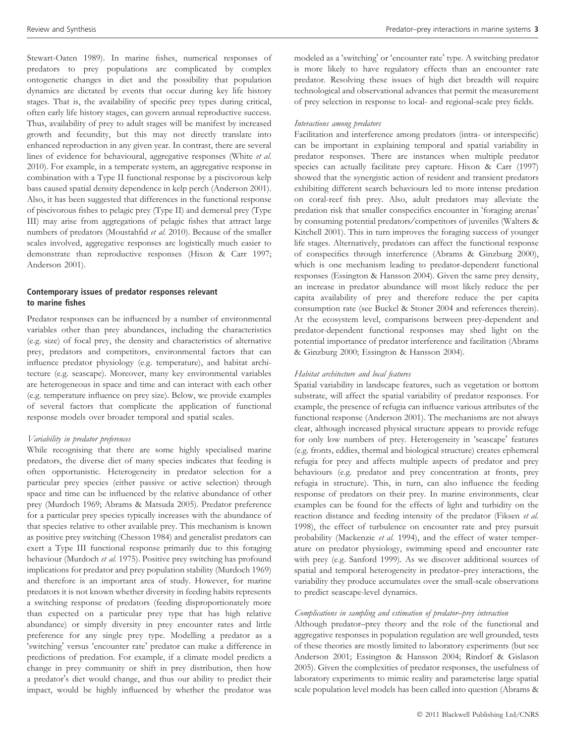Stewart-Oaten 1989). In marine fishes, numerical responses of predators to prey populations are complicated by complex ontogenetic changes in diet and the possibility that population dynamics are dictated by events that occur during key life history stages. That is, the availability of specific prey types during critical, often early life history stages, can govern annual reproductive success. Thus, availability of prey to adult stages will be manifest by increased growth and fecundity, but this may not directly translate into enhanced reproduction in any given year. In contrast, there are several lines of evidence for behavioural, aggregative responses (White *et al.* 2010). For example, in a temperate system, an aggregative response in combination with a Type II functional response by a piscivorous kelp bass caused spatial density dependence in kelp perch (Anderson 2001). Also, it has been suggested that differences in the functional response of piscivorous fishes to pelagic prey (Type II) and demersal prey (Type III) may arise from aggregations of pelagic fishes that attract large numbers of predators (Moustahfid *et al.* 2010). Because of the smaller scales involved, aggregative responses are logistically much easier to demonstrate than reproductive responses (Hixon & Carr 1997; Anderson 2001).

## Contemporary issues of predator responses relevant to marine fishes

Predator responses can be influenced by a number of environmental variables other than prey abundances, including the characteristics (e.g. size) of focal prey, the density and characteristics of alternative prey, predators and competitors, environmental factors that can influence predator physiology (e.g. temperature), and habitat architecture (e.g. seascape). Moreover, many key environmental variables are heterogeneous in space and time and can interact with each other (e.g. temperature influence on prey size). Below, we provide examples of several factors that complicate the application of functional response models over broader temporal and spatial scales.

### *Variability in predator preferences*

While recognising that there are some highly specialised marine predators, the diverse diet of many species indicates that feeding is often opportunistic. Heterogeneity in predator selection for a particular prey species (either passive or active selection) through space and time can be influenced by the relative abundance of other prey (Murdoch 1969; Abrams & Matsuda 2005). Predator preference for a particular prey species typically increases with the abundance of that species relative to other available prey. This mechanism is known as positive prey switching (Chesson 1984) and generalist predators can exert a Type III functional response primarily due to this foraging behaviour (Murdoch *et al.* 1975). Positive prey switching has profound implications for predator and prey population stability (Murdoch 1969) and therefore is an important area of study. However, for marine predators it is not known whether diversity in feeding habits represents a switching response of predators (feeding disproportionately more than expected on a particular prey type that has high relative abundance) or simply diversity in prey encounter rates and little preference for any single prey type. Modelling a predator as a 'switching' versus 'encounter rate' predator can make a difference in predictions of predation. For example, if a climate model predicts a change in prey community or shift in prey distribution, then how a predator's diet would change, and thus our ability to predict their impact, would be highly influenced by whether the predator was modeled as a 'switching' or 'encounter rate' type. A switching predator is more likely to have regulatory effects than an encounter rate predator. Resolving these issues of high diet breadth will require technological and observational advances that permit the measurement of prey selection in response to local- and regional-scale prey fields.

### *Interactions among predators*

Facilitation and interference among predators (intra- or interspecific) can be important in explaining temporal and spatial variability in predator responses. There are instances when multiple predator species can actually facilitate prey capture. Hixon & Carr (1997) showed that the synergistic action of resident and transient predators exhibiting different search behaviours led to more intense predation on coral-reef fish prey. Also, adult predators may alleviate the predation risk that smaller conspecifics encounter in 'foraging arenas' by consuming potential predators/competitors of juveniles (Walters & Kitchell 2001). This in turn improves the foraging success of younger life stages. Alternatively, predators can affect the functional response of conspecifics through interference (Abrams & Ginzburg 2000), which is one mechanism leading to predator-dependent functional responses (Essington & Hansson 2004). Given the same prey density, an increase in predator abundance will most likely reduce the per capita availability of prey and therefore reduce the per capita consumption rate (see Buckel & Stoner 2004 and references therein). At the ecosystem level, comparisons between prey-dependent and predator-dependent functional responses may shed light on the potential importance of predator interference and facilitation (Abrams & Ginzburg 2000; Essington & Hansson 2004).

### *Habitat architecture and local features*

Spatial variability in landscape features, such as vegetation or bottom substrate, will affect the spatial variability of predator responses. For example, the presence of refugia can influence various attributes of the functional response (Anderson 2001). The mechanisms are not always clear, although increased physical structure appears to provide refuge for only low numbers of prey. Heterogeneity in 'seascape' features (e.g. fronts, eddies, thermal and biological structure) creates ephemeral refugia for prey and affects multiple aspects of predator and prey behaviours (e.g. predator and prey concentration at fronts, prey refugia in structure). This, in turn, can also influence the feeding response of predators on their prey. In marine environments, clear examples can be found for the effects of light and turbidity on the reaction distance and feeding intensity of the predator (Fiksen *et al.* 1998), the effect of turbulence on encounter rate and prey pursuit probability (Mackenzie *et al.* 1994), and the effect of water temperature on predator physiology, swimming speed and encounter rate with prey (e.g. Sanford 1999). As we discover additional sources of spatial and temporal heterogeneity in predator–prey interactions, the variability they produce accumulates over the small-scale observations to predict seascape-level dynamics.

### *Complications in sampling and estimation of predator–prey interaction*

Although predator–prey theory and the role of the functional and aggregative responses in population regulation are well grounded, tests of these theories are mostly limited to laboratory experiments (but see Anderson 2001; Essington & Hansson 2004; Rindorf & Gislason 2005). Given the complexities of predator responses, the usefulness of laboratory experiments to mimic reality and parameterise large spatial scale population level models has been called into question (Abrams &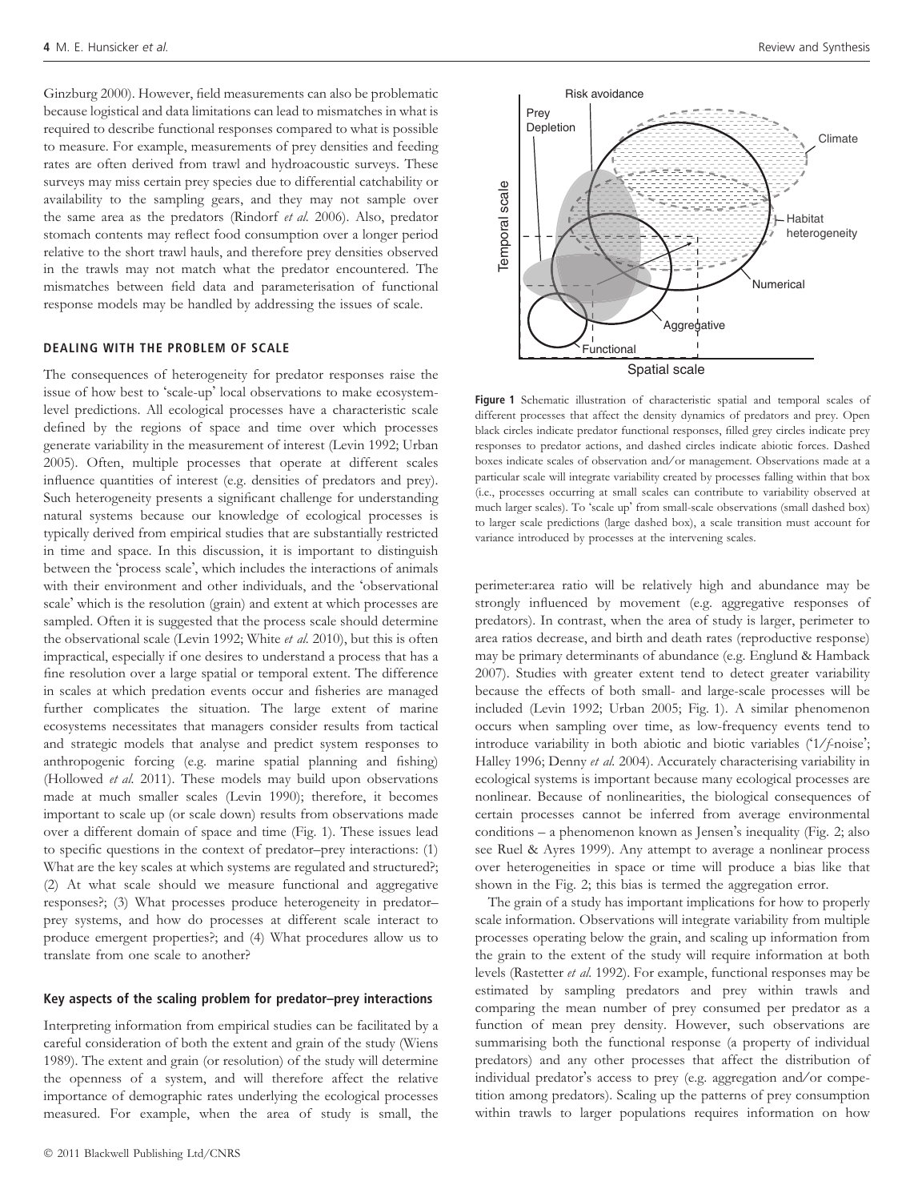Ginzburg 2000). However, field measurements can also be problematic because logistical and data limitations can lead to mismatches in what is required to describe functional responses compared to what is possible to measure. For example, measurements of prey densities and feeding rates are often derived from trawl and hydroacoustic surveys. These surveys may miss certain prey species due to differential catchability or availability to the sampling gears, and they may not sample over the same area as the predators (Rindorf *et al.* 2006). Also, predator stomach contents may reflect food consumption over a longer period relative to the short trawl hauls, and therefore prey densities observed in the trawls may not match what the predator encountered. The mismatches between field data and parameterisation of functional response models may be handled by addressing the issues of scale.

## DEALING WITH THE PROBLEM OF SCALE

The consequences of heterogeneity for predator responses raise the issue of how best to 'scale-up' local observations to make ecosystem-level predictions. All ecological processes have a characteristic scale defined by the regions of space and time over which processes generate variability in the measurement of interest (Levin 1992; Urban 2005). Often, multiple processes that operate at different scales influence quantities of interest (e.g. densities of predators and prey). Such heterogeneity presents a significant challenge for understanding natural systems because our knowledge of ecological processes is typically derived from empirical studies that are substantially restricted in time and space. In this discussion, it is important to distinguish between the 'process scale', which includes the interactions of animals with their environment and other individuals, and the 'observational scale' which is the resolution (grain) and extent at which processes are sampled. Often it is suggested that the process scale should determine the observational scale (Levin 1992; White *et al.* 2010), but this is often impractical, especially if one desires to understand a process that has a fine resolution over a large spatial or temporal extent. The difference in scales at which predation events occur and fisheries are managed further complicates the situation. The large extent of marine ecosystems necessitates that managers consider results from tactical and strategic models that analyse and predict system responses to anthropogenic forcing (e.g. marine spatial planning and fishing) (Hollowed *et al.* 2011). These models may build upon observations made at much smaller scales (Levin 1990); therefore, it becomes important to scale up (or scale down) results from observations made over a different domain of space and time (Fig. 1). These issues lead to specific questions in the context of predator–prey interactions: (1) What are the key scales at which systems are regulated and structured?; (2) At what scale should we measure functional and aggregative responses?; (3) What processes produce heterogeneity in predator–prey systems, and how do processes at different scale interact to produce emergent properties?; and (4) What procedures allow us to translate from one scale to another?

### Key aspects of the scaling problem for predator–prey interactions

Interpreting information from empirical studies can be facilitated by a careful consideration of both the extent and grain of the study (Wiens 1989). The extent and grain (or resolution) of the study will determine the openness of a system, and will therefore affect the relative importance of demographic rates underlying the ecological processes measured. For example, when the area of study is small, the perimeter:area ratio will be relatively high and abundance may be strongly influenced by movement (e.g. aggregative responses of predators). In contrast, when the area of study is larger, perimeter to area ratios decrease, and birth and death rates (reproductive response) may be primary determinants of abundance (e.g. Englund & Hamback 2007). Studies with greater extent tend to detect greater variability because the effects of both small- and large-scale processes will be included (Levin 1992; Urban 2005; Fig. 1). A similar phenomenon occurs when sampling over time, as low-frequency events tend to introduce variability in both abiotic and biotic variables ('1/*f*-noise'; Halley 1996; Denny *et al.* 2004). Accurately characterising variability in ecological systems is important because many ecological processes are nonlinear. Because of nonlinearities, the biological consequences of certain processes cannot be inferred from average environmental conditions – a phenomenon known as Jensen's inequality (Fig. 2; also see Ruel & Ayres 1999). Any attempt to average a nonlinear process over heterogeneities in space or time will produce a bias like that shown in the Fig. 2; this bias is termed the aggregation error.

**Figure 1** Schematic illustration of characteristic spatial and temporal scales of different processes that affect the density dynamics of predators and prey. Open black circles indicate predator functional responses, filled grey circles indicate prey responses to predator actions, and dashed circles indicate abiotic forces. Dashed boxes indicate scales of observation and/or management. Observations made at a particular scale will integrate variability created by processes falling within that box (i.e., processes occurring at small scales can contribute to variability observed at much larger scales). To 'scale up' from small-scale observations (small dashed box) to larger scale predictions (large dashed box), a scale transition must account for variance introduced by processes at the intervening scales.

The grain of a study has important implications for how to properly scale information. Observations will integrate variability from multiple processes operating below the grain, and scaling up information from the grain to the extent of the study will require information at both levels (Rastetter *et al.* 1992). For example, functional responses may be estimated by sampling predators and prey within trawls and comparing the mean number of prey consumed per predator as a function of mean prey density. However, such observations are summarising both the functional response (a property of individual predators) and any other processes that affect the distribution of individual predator's access to prey (e.g. aggregation and/or competition among predators). Scaling up the patterns of prey consumption within trawls to larger populations requires information on how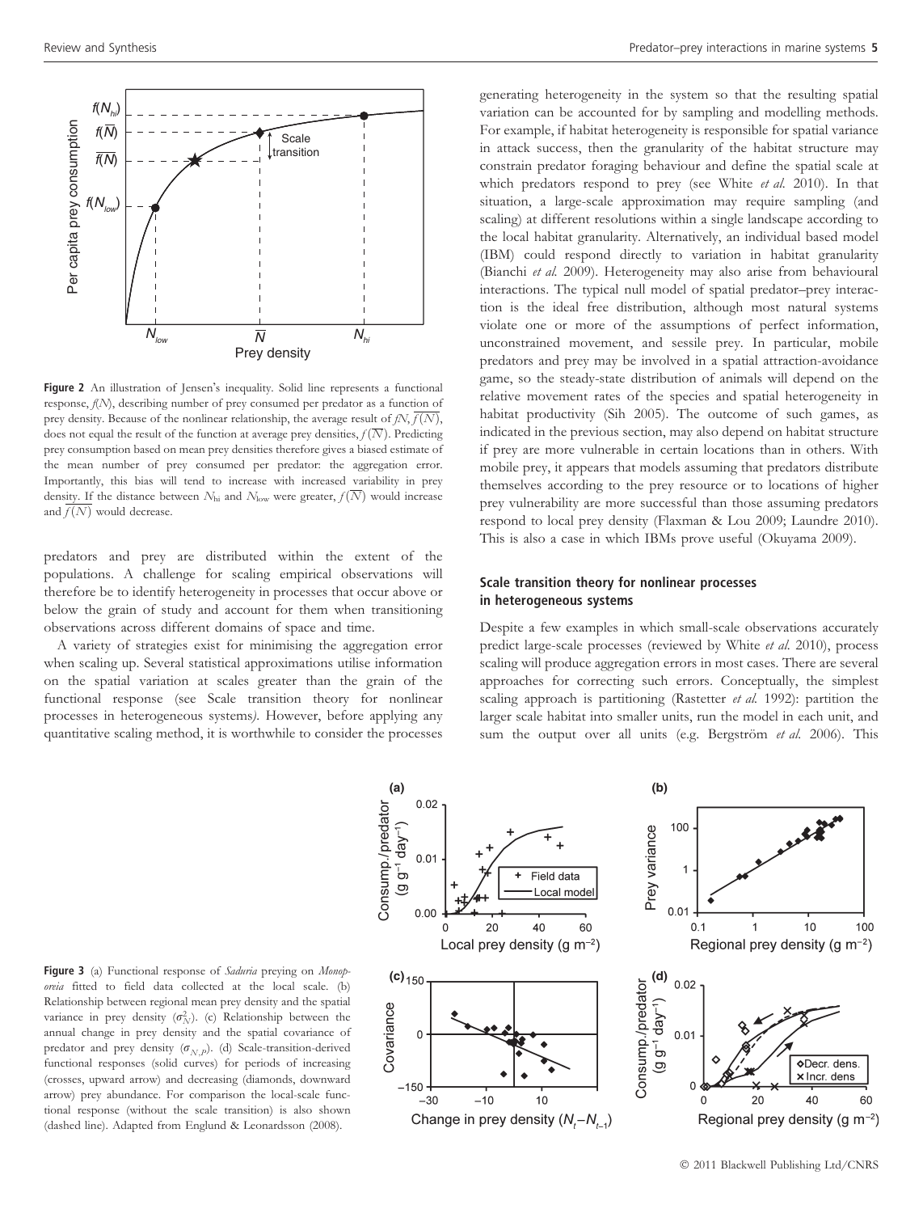Per capita prey consumption

$f(N_{hi})$

$f(\overline{N})$

$\overline{f(N)}$

$f(N_{low})$

Scale transition

$N_{low}$

$\overline{N}$

$N_{hi}$

Prey density

**Figure 2** An illustration of Jensen's inequality. Solid line represents a functional response, $f(N)$, describing number of prey consumed per predator as a function of prey density. Because of the nonlinear relationship, the average result of $fN$, $\overline{f(N)}$, does not equal the result of the function at average prey densities, $f(\overline{N})$. Predicting prey consumption based on mean prey densities therefore gives a biased estimate of the mean number of prey consumed per predator: the aggregation error. Importantly, this bias will tend to increase with increased variability in prey density. If the distance between $N_{hi}$ and $N_{low}$ were greater, $f(\overline{N})$ would increase and $\overline{f(N)}$ would decrease.

predators and prey are distributed within the extent of the populations. A challenge for scaling empirical observations will therefore be to identify heterogeneity in processes that occur above or below the grain of study and account for them when transitioning observations across different domains of space and time.

A variety of strategies exist for minimising the aggregation error when scaling up. Several statistical approximations utilise information on the spatial variation at scales greater than the grain of the functional response (see Scale transition theory for nonlinear processes in heterogeneous systems). However, before applying any quantitative scaling method, it is worthwhile to consider the processes generating heterogeneity in the system so that the resulting spatial variation can be accounted for by sampling and modelling methods. For example, if habitat heterogeneity is responsible for spatial variance in attack success, then the granularity of the habitat structure may constrain predator foraging behaviour and define the spatial scale at which predators respond to prey (see White *et al.* 2010). In that situation, a large-scale approximation may require sampling (and scaling) at different resolutions within a single landscape according to the local habitat granularity. Alternatively, an individual based model (IBM) could respond directly to variation in habitat granularity (Bianchi *et al.* 2009). Heterogeneity may also arise from behavioural interactions. The typical null model of spatial predator–prey interaction is the ideal free distribution, although most natural systems violate one or more of the assumptions of perfect information, unconstrained movement, and sessile prey. In particular, mobile predators and prey may be involved in a spatial attraction-avoidance game, so the steady-state distribution of animals will depend on the relative movement rates of the species and spatial heterogeneity in habitat productivity (Sih 2005). The outcome of such games, as indicated in the previous section, may also depend on habitat structure if prey are more vulnerable in certain locations than in others. With mobile prey, it appears that models assuming that predators distribute themselves according to the prey resource or to locations of higher prey vulnerability are more successful than those assuming predators respond to local prey density (Flaxman & Lou 2009; Laundre 2010). This is also a case in which IBMs prove useful (Okuyama 2009).

## Scale transition theory for nonlinear processes in heterogeneous systems

Despite a few examples in which small-scale observations accurately predict large-scale processes (reviewed by White *et al.* 2010), process scaling will produce aggregation errors in most cases. There are several approaches for correcting such errors. Conceptually, the simplest scaling approach is partitioning (Rastetter *et al.* 1992): partition the larger scale habitat into smaller units, run the model in each unit, and sum the output over all units (e.g. Bergström *et al.* 2006). This

(a)

Consump./predator ($g\ g^{-1}\ day^{-1}$)

0.02

0.01

0.00

0 20 40 60

Local prey density ($g\ m^{-2}$)

Field data

Local model

(b)

Prey variance

100

1

0.01

0.1 1 10 100

Regional prey density ($g\ m^{-2}$)

(c)

Covariance

150

0

–150

–30 –10 10

Change in prey density ($N_t – N_{t–1}$)

(d)

Consump./predator ($g\ g^{-1}\ day^{-1}$)

0.02

0.01

0

0 20 40 60

Regional prey density ($g\ m^{-2}$)

Decr. dens.

Incr. dens

**Figure 3** (a) Functional response of *Saduria* preying on *Monoporeia* fitted to field data collected at the local scale. (b) Relationship between regional mean prey density and the spatial variance in prey density ($\sigma^2_N$). (c) Relationship between the annual change in prey density and the spatial covariance of predator and prey density ($\sigma_{N,P}$). (d) Scale-transition-derived functional responses (solid curves) for periods of increasing (crosses, upward arrow) and decreasing (diamonds, downward arrow) prey abundance. For comparison the local-scale functional response (without the scale transition) is also shown (dashed line). Adapted from Englund & Leonardsson (2008).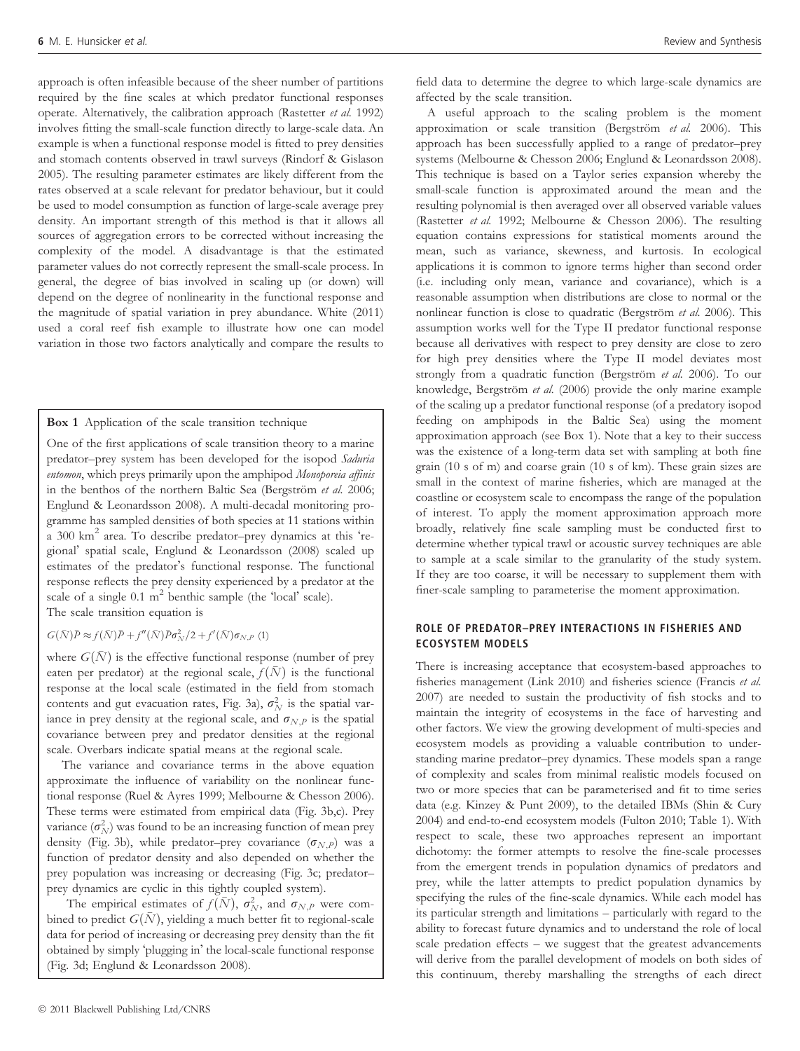approach is often infeasible because of the sheer number of partitions required by the fine scales at which predator functional responses operate. Alternatively, the calibration approach (Rastetter *et al.* 1992) involves fitting the small-scale function directly to large-scale data. An example is when a functional response model is fitted to prey densities and stomach contents observed in trawl surveys (Rindorf & Gislason 2005). The resulting parameter estimates are likely different from the rates observed at a scale relevant for predator behaviour, but it could be used to model consumption as function of large-scale average prey density. An important strength of this method is that it allows all sources of aggregation errors to be corrected without increasing the complexity of the model. A disadvantage is that the estimated parameter values do not correctly represent the small-scale process. In general, the degree of bias involved in scaling up (or down) will depend on the degree of nonlinearity in the functional response and the magnitude of spatial variation in prey abundance. White (2011) used a coral reef fish example to illustrate how one can model variation in those two factors analytically and compare the results to field data to determine the degree to which large-scale dynamics are affected by the scale transition.

A useful approach to the scaling problem is the moment approximation or scale transition (Bergström *et al.* 2006). This approach has been successfully applied to a range of predator–prey systems (Melbourne & Chesson 2006; Englund & Leonardsson 2008). This technique is based on a Taylor series expansion whereby the small-scale function is approximated around the mean and the resulting polynomial is then averaged over all observed variable values (Rastetter *et al.* 1992; Melbourne & Chesson 2006). The resulting equation contains expressions for statistical moments around the mean, such as variance, skewness, and kurtosis. In ecological applications it is common to ignore terms higher than second order (i.e. including only mean, variance and covariance), which is a reasonable assumption when distributions are close to normal or the nonlinear function is close to quadratic (Bergström *et al.* 2006). This assumption works well for the Type II predator functional response because all derivatives with respect to prey density are close to zero for high prey densities where the Type II model deviates most strongly from a quadratic function (Bergström *et al.* 2006). To our knowledge, Bergström *et al.* (2006) provide the only marine example of the scaling up a predator functional response (of a predatory isopod feeding on amphipods in the Baltic Sea) using the moment approximation approach (see Box 1). Note that a key to their success was the existence of a long-term data set with sampling at both fine grain (10 s of m) and coarse grain (10 s of km). These grain sizes are small in the context of marine fisheries, which are managed at the coastline or ecosystem scale to encompass the range of the population of interest. To apply the moment approximation approach more broadly, relatively fine scale sampling must be conducted first to determine whether typical trawl or acoustic survey techniques are able to sample at a scale similar to the granularity of the study system. If they are too coarse, it will be necessary to supplement them with finer-scale sampling to parameterise the moment approximation.

**Box 1** Application of the scale transition technique

One of the first applications of scale transition theory to a marine predator–prey system has been developed for the isopod *Saduria entomon*, which preys primarily upon the amphipod *Monoporeia affinis* in the benthos of the northern Baltic Sea (Bergström *et al.* 2006; Englund & Leonardsson 2008). A multi-decadal monitoring programme has sampled densities of both species at 11 stations within a 300 km$^2$ area. To describe predator–prey dynamics at this 'regional' spatial scale, Englund & Leonardsson (2008) scaled up estimates of the predator's functional response. The functional response reflects the prey density experienced by a predator at the scale of a single 0.1 m$^2$ benthic sample (the 'local' scale). The scale transition equation is

$$G(\bar{N})\bar{P} \approx f(\bar{N})\bar{P} + f''(\bar{N})\bar{P}\sigma_N^2/2 + f'(\bar{N})\sigma_{N,P} \quad (1)$$

where $G(\bar{N})$ is the effective functional response (number of prey eaten per predator) at the regional scale, $f(\bar{N})$ is the functional response at the local scale (estimated in the field from stomach contents and gut evacuation rates, Fig. 3a), $\sigma_N^2$ is the spatial variance in prey density at the regional scale, and $\sigma_{N,P}$ is the spatial covariance between prey and predator densities at the regional scale. Overbars indicate spatial means at the regional scale.

The variance and covariance terms in the above equation approximate the influence of variability on the nonlinear functional response (Ruel & Ayres 1999; Melbourne & Chesson 2006). These terms were estimated from empirical data (Fig. 3b,c). Prey variance ($\sigma_N^2$) was found to be an increasing function of mean prey density (Fig. 3b), while predator–prey covariance ($\sigma_{N,P}$) was a function of predator density and also depended on whether the prey population was increasing or decreasing (Fig. 3c; predator–prey dynamics are cyclic in this tightly coupled system).

The empirical estimates of $f(\bar{N})$, $\sigma_N^2$, and $\sigma_{N,P}$ were combined to predict $G(\bar{N})$, yielding a much better fit to regional-scale data for period of increasing or decreasing prey density than the fit obtained by simply 'plugging in' the local-scale functional response (Fig. 3d; Englund & Leonardsson 2008).

## ROLE OF PREDATOR–PREY INTERACTIONS IN FISHERIES AND ECOSYSTEM MODELS

There is increasing acceptance that ecosystem-based approaches to fisheries management (Link 2010) and fisheries science (Francis *et al.* 2007) are needed to sustain the productivity of fish stocks and to maintain the integrity of ecosystems in the face of harvesting and other factors. We view the growing development of multi-species and ecosystem models as providing a valuable contribution to understanding marine predator–prey dynamics. These models span a range of complexity and scales from minimal realistic models focused on two or more species that can be parameterised and fit to time series data (e.g. Kinzey & Punt 2009), to the detailed IBMs (Shin & Cury 2004) and end-to-end ecosystem models (Fulton 2010; Table 1). With respect to scale, these two approaches represent an important dichotomy: the former attempts to resolve the fine-scale processes from the emergent trends in population dynamics of predators and prey, while the latter attempts to predict population dynamics by specifying the rules of the fine-scale dynamics. While each model has its particular strength and limitations – particularly with regard to the ability to forecast future dynamics and to understand the role of local scale predation effects – we suggest that the greatest advancements will derive from the parallel development of models on both sides of this continuum, thereby marshalling the strengths of each direct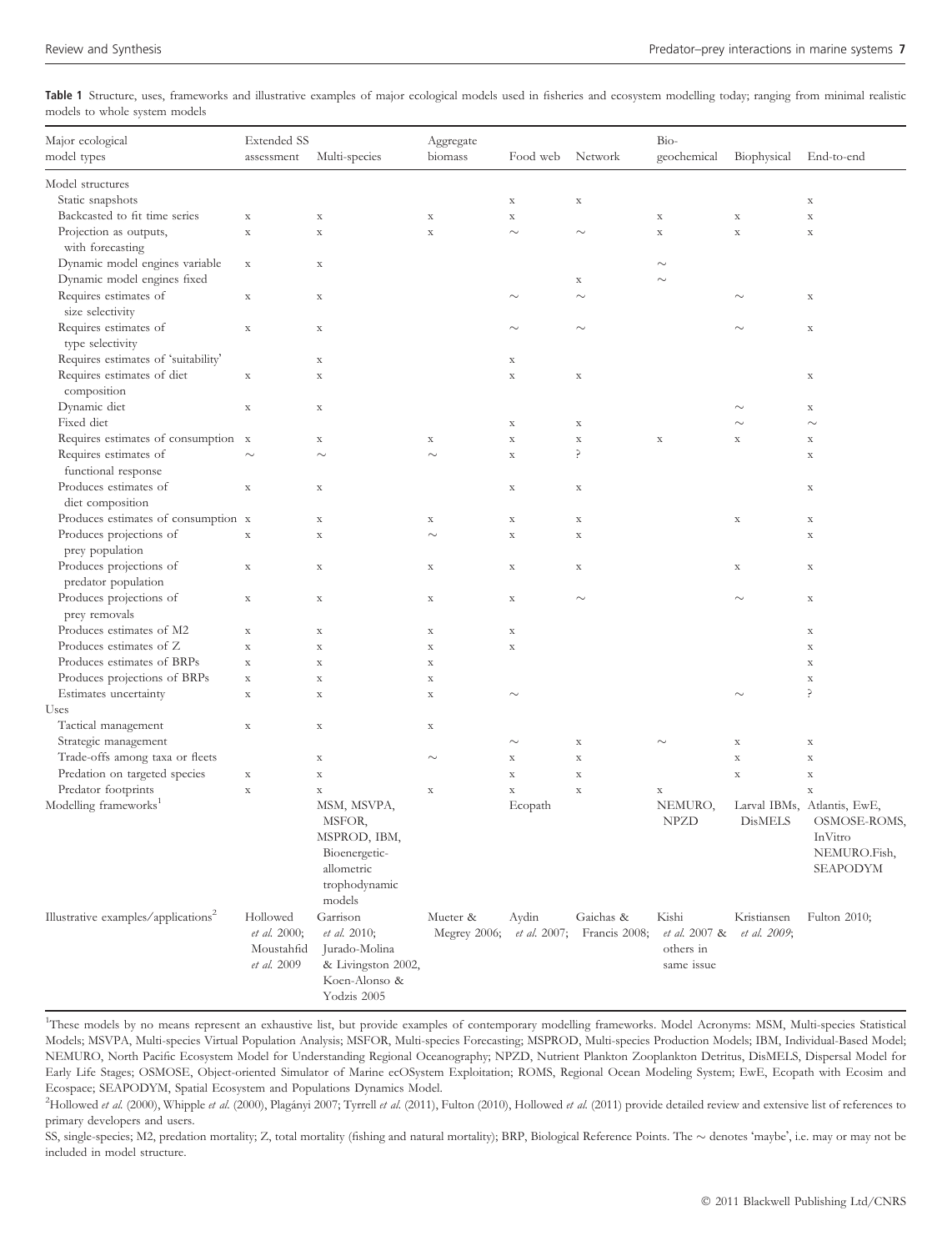**Table 1** Structure, uses, frameworks and illustrative examples of major ecological models used in fisheries and ecosystem modelling today; ranging from minimal realistic models to whole system models

| Major ecological model types | Extended SS assessment | Multi-species | Aggregate biomass | Food web | Network | Bio-geochemical | Biophysical | End-to-end |
|---|---|---|---|---|---|---|---|---|
| Model structures | | | | | | | | |
| Static snapshots | | | | x | x | | | x |
| Backcasted to fit time series | x | x | x | x | | x | x | x |
| Projection as outputs, with forecasting | x | x | x | ~ | ~ | x | x | x |
| Dynamic model engines variable | x | x | | | | ~ | | |
| Dynamic model engines fixed | | | | | x | ~ | | |
| Requires estimates of size selectivity | x | x | | ~ | ~ | | ~ | x |
| Requires estimates of type selectivity | x | x | | ~ | ~ | | ~ | x |
| Requires estimates of 'suitability' | | x | | x | | | | |
| Requires estimates of diet composition | x | x | | x | x | | | x |
| Dynamic diet | x | x | | | | | ~ | x |
| Fixed diet | | | | x | x | | ~ | ~ |
| Requires estimates of consumption | x | x | x | x | x | x | x | x |
| Requires estimates of functional response | ~ | ~ | ~ | x | ? | | | x |
| Produces estimates of diet composition | x | x | | x | x | | | x |
| Produces estimates of consumption | x | x | x | x | x | | x | x |
| Produces projections of prey population | x | x | ~ | x | x | | | x |
| Produces projections of predator population | x | x | x | x | x | | x | x |
| Produces projections of prey removals | x | x | x | x | ~ | | ~ | x |
| Produces estimates of M2 | x | x | x | x | | | | x |
| Produces estimates of Z | x | x | x | x | | | | x |
| Produces estimates of BRPs | x | x | x | | | | | x |
| Produces projections of BRPs | x | x | x | | | | | x |
| Estimates uncertainty | x | x | x | ~ | | | ~ | ? |
| Uses | | | | | | | | |
| Tactical management | x | x | x | | | | | |
| Strategic management | | | | ~ | x | ~ | x | x |
| Trade-offs among taxa or fleets | | x | ~ | x | x | | x | x |
| Predation on targeted species | x | x | | x | x | | x | x |
| Predator footprints | x | x | x | x | x | x | | x |
| Modelling frameworks[1] | | MSM, MSVPA, MSFOR, MSPROD, IBM, Bioenergetic-allometric trophodynamic models | | Ecopath | | NEMURO, NPZD | Larval IBMs, DisMELS | Atlantis, EwE, OSMOSE-ROMS, InVitro NEMURO.Fish, SEAPODYM |
| Illustrative examples/applications[2] | Hollowed *et al.* 2000; Moustahfid *et al.* 2009 | Garrison *et al.* 2010; Jurado-Molina & Livingston 2002, Koen-Alonso & Yodzis 2005 | Mueter & Megrey 2006; | Aydin *et al.* 2007; | Gaichas & Francis 2008; | Kishi *et al.* 2007 & others in same issue | Kristiansen *et al.* 2009; | Fulton 2010; |

[1]These models by no means represent an exhaustive list, but provide examples of contemporary modelling frameworks. Model Acronyms: MSM, Multi-species Statistical Models; MSVPA, Multi-species Virtual Population Analysis; MSFOR, Multi-species Forecasting; MSPROD, Multi-species Production Models; IBM, Individual-Based Model; NEMURO, North Pacific Ecosystem Model for Understanding Regional Oceanography; NPZD, Nutrient Plankton Zooplankton Detritus, DisMELS, Dispersal Model for Early Life Stages; OSMOSE, Object-oriented Simulator of Marine ecOSystem Exploitation; ROMS, Regional Ocean Modeling System; EwE, Ecopath with Ecosim and Ecospace; SEAPODYM, Spatial Ecosystem and Populations Dynamics Model.

[2]Hollowed *et al.* (2000), Whipple *et al.* (2000), Plagányi 2007; Tyrrell *et al.* (2011), Fulton (2010), Hollowed *et al.* (2011) provide detailed review and extensive list of references to primary developers and users.

SS, single-species; M2, predation mortality; Z, total mortality (fishing and natural mortality); BRP, Biological Reference Points. The ~ denotes 'maybe', i.e. may or may not be included in model structure.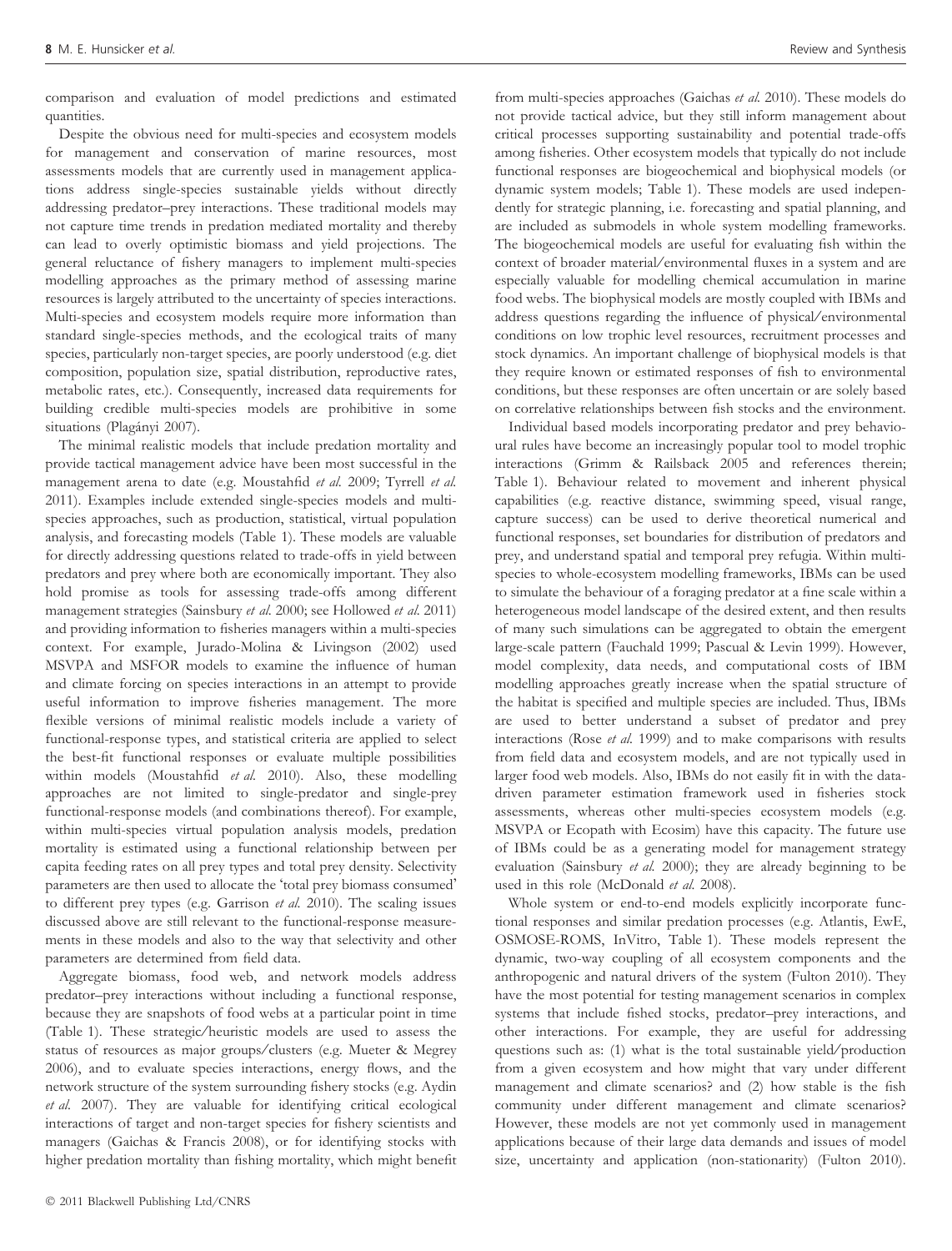comparison and evaluation of model predictions and estimated quantities.

Despite the obvious need for multi-species and ecosystem models for management and conservation of marine resources, most assessments models that are currently used in management applications address single-species sustainable yields without directly addressing predator–prey interactions. These traditional models may not capture time trends in predation mediated mortality and thereby can lead to overly optimistic biomass and yield projections. The general reluctance of fishery managers to implement multi-species modelling approaches as the primary method of assessing marine resources is largely attributed to the uncertainty of species interactions. Multi-species and ecosystem models require more information than standard single-species methods, and the ecological traits of many species, particularly non-target species, are poorly understood (e.g. diet composition, population size, spatial distribution, reproductive rates, metabolic rates, etc.). Consequently, increased data requirements for building credible multi-species models are prohibitive in some situations (Plagányi 2007).

The minimal realistic models that include predation mortality and provide tactical management advice have been most successful in the management arena to date (e.g. Moustahfid *et al.* 2009; Tyrrell *et al.* 2011). Examples include extended single-species models and multi-species approaches, such as production, statistical, virtual population analysis, and forecasting models (Table 1). These models are valuable for directly addressing questions related to trade-offs in yield between predators and prey where both are economically important. They also hold promise as tools for assessing trade-offs among different management strategies (Sainsbury *et al.* 2000; see Hollowed *et al.* 2011) and providing information to fisheries managers within a multi-species context. For example, Jurado-Molina & Livingson (2002) used MSVPA and MSFOR models to examine the influence of human and climate forcing on species interactions in an attempt to provide useful information to improve fisheries management. The more flexible versions of minimal realistic models include a variety of functional-response types, and statistical criteria are applied to select the best-fit functional responses or evaluate multiple possibilities within models (Moustahfid *et al.* 2010). Also, these modelling approaches are not limited to single-predator and single-prey functional-response models (and combinations thereof). For example, within multi-species virtual population analysis models, predation mortality is estimated using a functional relationship between per capita feeding rates on all prey types and total prey density. Selectivity parameters are then used to allocate the 'total prey biomass consumed' to different prey types (e.g. Garrison *et al.* 2010). The scaling issues discussed above are still relevant to the functional-response measurements in these models and also to the way that selectivity and other parameters are determined from field data.

Aggregate biomass, food web, and network models address predator–prey interactions without including a functional response, because they are snapshots of food webs at a particular point in time (Table 1). These strategic/heuristic models are used to assess the status of resources as major groups/clusters (e.g. Mueter & Megrey 2006), and to evaluate species interactions, energy flows, and the network structure of the system surrounding fishery stocks (e.g. Aydin *et al.* 2007). They are valuable for identifying critical ecological interactions of target and non-target species for fishery scientists and managers (Gaichas & Francis 2008), or for identifying stocks with higher predation mortality than fishing mortality, which might benefit from multi-species approaches (Gaichas *et al.* 2010). These models do not provide tactical advice, but they still inform management about critical processes supporting sustainability and potential trade-offs among fisheries. Other ecosystem models that typically do not include functional responses are biogeochemical and biophysical models (or dynamic system models; Table 1). These models are used independently for strategic planning, i.e. forecasting and spatial planning, and are included as submodels in whole system modelling frameworks. The biogeochemical models are useful for evaluating fish within the context of broader material/environmental fluxes in a system and are especially valuable for modelling chemical accumulation in marine food webs. The biophysical models are mostly coupled with IBMs and address questions regarding the influence of physical/environmental conditions on low trophic level resources, recruitment processes and stock dynamics. An important challenge of biophysical models is that they require known or estimated responses of fish to environmental conditions, but these responses are often uncertain or are solely based on correlative relationships between fish stocks and the environment.

Individual based models incorporating predator and prey behavioural rules have become an increasingly popular tool to model trophic interactions (Grimm & Railsback 2005 and references therein; Table 1). Behaviour related to movement and inherent physical capabilities (e.g. reactive distance, swimming speed, visual range, capture success) can be used to derive theoretical numerical and functional responses, set boundaries for distribution of predators and prey, and understand spatial and temporal prey refugia. Within multi-species to whole-ecosystem modelling frameworks, IBMs can be used to simulate the behaviour of a foraging predator at a fine scale within a heterogeneous model landscape of the desired extent, and then results of many such simulations can be aggregated to obtain the emergent large-scale pattern (Fauchald 1999; Pascual & Levin 1999). However, model complexity, data needs, and computational costs of IBM modelling approaches greatly increase when the spatial structure of the habitat is specified and multiple species are included. Thus, IBMs are used to better understand a subset of predator and prey interactions (Rose *et al.* 1999) and to make comparisons with results from field data and ecosystem models, and are not typically used in larger food web models. Also, IBMs do not easily fit in with the data-driven parameter estimation framework used in fisheries stock assessments, whereas other multi-species ecosystem models (e.g. MSVPA or Ecopath with Ecosim) have this capacity. The future use of IBMs could be as a generating model for management strategy evaluation (Sainsbury *et al.* 2000); they are already beginning to be used in this role (McDonald *et al.* 2008).

Whole system or end-to-end models explicitly incorporate functional responses and similar predation processes (e.g. Atlantis, EwE, OSMOSE-ROMS, InVitro, Table 1). These models represent the dynamic, two-way coupling of all ecosystem components and the anthropogenic and natural drivers of the system (Fulton 2010). They have the most potential for testing management scenarios in complex systems that include fished stocks, predator–prey interactions, and other interactions. For example, they are useful for addressing questions such as: (1) what is the total sustainable yield/production from a given ecosystem and how might that vary under different management and climate scenarios? and (2) how stable is the fish community under different management and climate scenarios? However, these models are not yet commonly used in management applications because of their large data demands and issues of model size, uncertainty and application (non-stationarity) (Fulton 2010).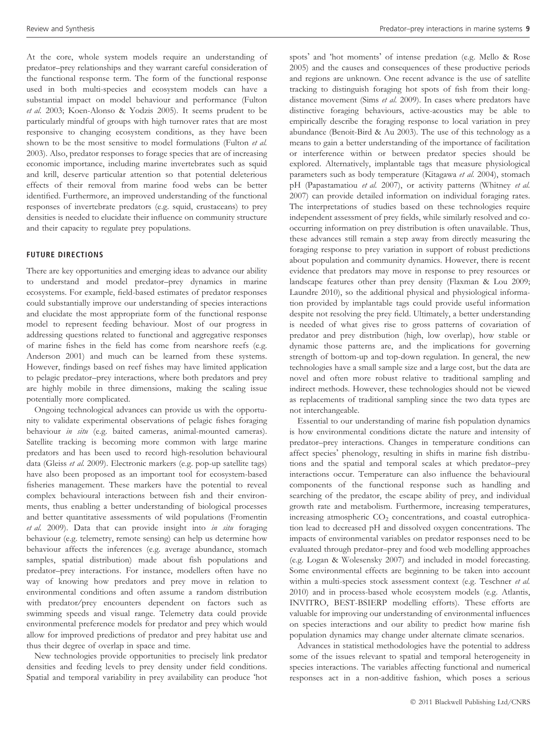At the core, whole system models require an understanding of predator–prey relationships and they warrant careful consideration of the functional response term. The form of the functional response used in both multi-species and ecosystem models can have a substantial impact on model behaviour and performance (Fulton *et al.* 2003; Koen-Alonso & Yodzis 2005). It seems prudent to be particularly mindful of groups with high turnover rates that are most responsive to changing ecosystem conditions, as they have been shown to be the most sensitive to model formulations (Fulton *et al.* 2003). Also, predator responses to forage species that are of increasing economic importance, including marine invertebrates such as squid and krill, deserve particular attention so that potential deleterious effects of their removal from marine food webs can be better identified. Furthermore, an improved understanding of the functional responses of invertebrate predators (e.g. squid, crustaceans) to prey densities is needed to elucidate their influence on community structure and their capacity to regulate prey populations.

## FUTURE DIRECTIONS

There are key opportunities and emerging ideas to advance our ability to understand and model predator–prey dynamics in marine ecosystems. For example, field-based estimates of predator responses could substantially improve our understanding of species interactions and elucidate the most appropriate form of the functional response model to represent feeding behaviour. Most of our progress in addressing questions related to functional and aggregative responses of marine fishes in the field has come from nearshore reefs (e.g. Anderson 2001) and much can be learned from these systems. However, findings based on reef fishes may have limited application to pelagic predator–prey interactions, where both predators and prey are highly mobile in three dimensions, making the scaling issue potentially more complicated.

Ongoing technological advances can provide us with the opportunity to validate experimental observations of pelagic fishes foraging behaviour *in situ* (e.g. baited cameras, animal-mounted cameras). Satellite tracking is becoming more common with large marine predators and has been used to record high-resolution behavioural data (Gleiss *et al.* 2009). Electronic markers (e.g. pop-up satellite tags) have also been proposed as an important tool for ecosystem-based fisheries management. These markers have the potential to reveal complex behavioural interactions between fish and their environments, thus enabling a better understanding of biological processes and better quantitative assessments of wild populations (Fromentin *et al.* 2009). Data that can provide insight into *in situ* foraging behaviour (e.g. telemetry, remote sensing) can help us determine how behaviour affects the inferences (e.g. average abundance, stomach samples, spatial distribution) made about fish populations and predator–prey interactions. For instance, modellers often have no way of knowing how predators and prey move in relation to environmental conditions and often assume a random distribution with predator/prey encounters dependent on factors such as swimming speeds and visual range. Telemetry data could provide environmental preference models for predator and prey which would allow for improved predictions of predator and prey habitat use and thus their degree of overlap in space and time.

New technologies provide opportunities to precisely link predator densities and feeding levels to prey density under field conditions. Spatial and temporal variability in prey availability can produce 'hot spots' and 'hot moments' of intense predation (e.g. Mello & Rose 2005) and the causes and consequences of these productive periods and regions are unknown. One recent advance is the use of satellite tracking to distinguish foraging hot spots of fish from their long-distance movement (Sims *et al.* 2009). In cases where predators have distinctive foraging behaviours, active-acoustics may be able to empirically describe the foraging response to local variation in prey abundance (Benoit-Bird & Au 2003). The use of this technology as a means to gain a better understanding of the importance of facilitation or interference within or between predator species should be explored. Alternatively, implantable tags that measure physiological parameters such as body temperature (Kitagawa *et al.* 2004), stomach pH (Papastamatiou *et al.* 2007), or activity patterns (Whitney *et al.* 2007) can provide detailed information on individual foraging rates. The interpretations of studies based on these technologies require independent assessment of prey fields, while similarly resolved and co-occurring information on prey distribution is often unavailable. Thus, these advances still remain a step away from directly measuring the foraging response to prey variation in support of robust predictions about population and community dynamics. However, there is recent evidence that predators may move in response to prey resources or landscape features other than prey density (Flaxman & Lou 2009; Laundre 2010), so the additional physical and physiological information provided by implantable tags could provide useful information despite not resolving the prey field. Ultimately, a better understanding is needed of what gives rise to gross patterns of covariation of predator and prey distribution (high, low overlap), how stable or dynamic those patterns are, and the implications for governing strength of bottom-up and top-down regulation. In general, the new technologies have a small sample size and a large cost, but the data are novel and often more robust relative to traditional sampling and indirect methods. However, these technologies should not be viewed as replacements of traditional sampling since the two data types are not interchangeable.

Essential to our understanding of marine fish population dynamics is how environmental conditions dictate the nature and intensity of predator–prey interactions. Changes in temperature conditions can affect species' phenology, resulting in shifts in marine fish distributions and the spatial and temporal scales at which predator–prey interactions occur. Temperature can also influence the behavioural components of the functional response such as handling and searching of the predator, the escape ability of prey, and individual growth rate and metabolism. Furthermore, increasing temperatures, increasing atmospheric $CO_2$ concentrations, and coastal eutrophication lead to decreased pH and dissolved oxygen concentrations. The impacts of environmental variables on predator responses need to be evaluated through predator–prey and food web modelling approaches (e.g. Logan & Wolesensky 2007) and included in model forecasting. Some environmental effects are beginning to be taken into account within a multi-species stock assessment context (e.g. Teschner *et al.* 2010) and in process-based whole ecosystem models (e.g. Atlantis, INVITRO, BEST-BSIERP modelling efforts). These efforts are valuable for improving our understanding of environmental influences on species interactions and our ability to predict how marine fish population dynamics may change under alternate climate scenarios.

Advances in statistical methodologies have the potential to address some of the issues relevant to spatial and temporal heterogeneity in species interactions. The variables affecting functional and numerical responses act in a non-additive fashion, which poses a serious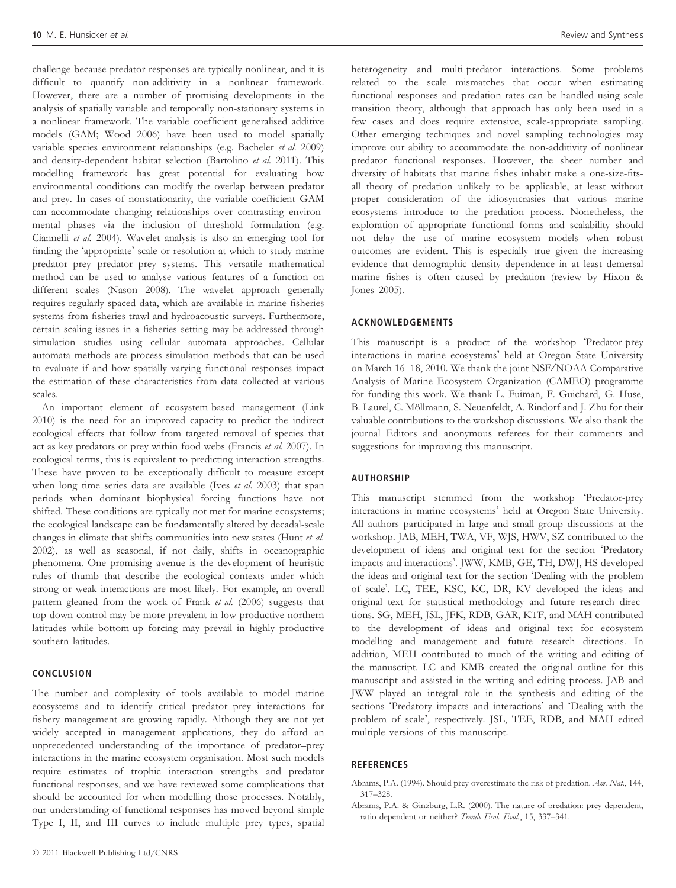challenge because predator responses are typically nonlinear, and it is difficult to quantify non-additivity in a nonlinear framework. However, there are a number of promising developments in the analysis of spatially variable and temporally non-stationary systems in a nonlinear framework. The variable coefficient generalised additive models (GAM; Wood 2006) have been used to model spatially variable species environment relationships (e.g. Bacheler *et al.* 2009) and density-dependent habitat selection (Bartolino *et al.* 2011). This modelling framework has great potential for evaluating how environmental conditions can modify the overlap between predator and prey. In cases of nonstationarity, the variable coefficient GAM can accommodate changing relationships over contrasting environmental phases via the inclusion of threshold formulation (e.g. Ciannelli *et al.* 2004). Wavelet analysis is also an emerging tool for finding the 'appropriate' scale or resolution at which to study marine predator–prey predator–prey systems. This versatile mathematical method can be used to analyse various features of a function on different scales (Nason 2008). The wavelet approach generally requires regularly spaced data, which are available in marine fisheries systems from fisheries trawl and hydroacoustic surveys. Furthermore, certain scaling issues in a fisheries setting may be addressed through simulation studies using cellular automata approaches. Cellular automata methods are process simulation methods that can be used to evaluate if and how spatially varying functional responses impact the estimation of these characteristics from data collected at various scales.

An important element of ecosystem-based management (Link 2010) is the need for an improved capacity to predict the indirect ecological effects that follow from targeted removal of species that act as key predators or prey within food webs (Francis *et al.* 2007). In ecological terms, this is equivalent to predicting interaction strengths. These have proven to be exceptionally difficult to measure except when long time series data are available (Ives *et al.* 2003) that span periods when dominant biophysical forcing functions have not shifted. These conditions are typically not met for marine ecosystems; the ecological landscape can be fundamentally altered by decadal-scale changes in climate that shifts communities into new states (Hunt *et al.* 2002), as well as seasonal, if not daily, shifts in oceanographic phenomena. One promising avenue is the development of heuristic rules of thumb that describe the ecological contexts under which strong or weak interactions are most likely. For example, an overall pattern gleaned from the work of Frank *et al.* (2006) suggests that top-down control may be more prevalent in low productive northern latitudes while bottom-up forcing may prevail in highly productive southern latitudes.

## CONCLUSION

The number and complexity of tools available to model marine ecosystems and to identify critical predator–prey interactions for fishery management are growing rapidly. Although they are not yet widely accepted in management applications, they do afford an unprecedented understanding of the importance of predator–prey interactions in the marine ecosystem organisation. Most such models require estimates of trophic interaction strengths and predator functional responses, and we have reviewed some complications that should be accounted for when modelling those processes. Notably, our understanding of functional responses has moved beyond simple Type I, II, and III curves to include multiple prey types, spatial heterogeneity and multi-predator interactions. Some problems related to the scale mismatches that occur when estimating functional responses and predation rates can be handled using scale transition theory, although that approach has only been used in a few cases and does require extensive, scale-appropriate sampling. Other emerging techniques and novel sampling technologies may improve our ability to accommodate the non-additivity of nonlinear predator functional responses. However, the sheer number and diversity of habitats that marine fishes inhabit make a one-size-fits-all theory of predation unlikely to be applicable, at least without proper consideration of the idiosyncrasies that various marine ecosystems introduce to the predation process. Nonetheless, the exploration of appropriate functional forms and scalability should not delay the use of marine ecosystem models when robust outcomes are evident. This is especially true given the increasing evidence that demographic density dependence in at least demersal marine fishes is often caused by predation (review by Hixon & Jones 2005).

## ACKNOWLEDGEMENTS

This manuscript is a product of the workshop 'Predator-prey interactions in marine ecosystems' held at Oregon State University on March 16–18, 2010. We thank the joint NSF/NOAA Comparative Analysis of Marine Ecosystem Organization (CAMEO) programme for funding this work. We thank L. Fuiman, F. Guichard, G. Huse, B. Laurel, C. Möllmann, S. Neuenfeldt, A. Rindorf and J. Zhu for their valuable contributions to the workshop discussions. We also thank the journal Editors and anonymous referees for their comments and suggestions for improving this manuscript.

## AUTHORSHIP

This manuscript stemmed from the workshop 'Predator-prey interactions in marine ecosystems' held at Oregon State University. All authors participated in large and small group discussions at the workshop. JAB, MEH, TWA, VF, WJS, HWV, SZ contributed to the development of ideas and original text for the section 'Predatory impacts and interactions'. JWW, KMB, GE, TH, DWJ, HS developed the ideas and original text for the section 'Dealing with the problem of scale'. LC, TEE, KSC, KC, DR, KV developed the ideas and original text for statistical methodology and future research directions. SG, MEH, JSL, JFK, RDB, GAR, KTF, and MAH contributed to the development of ideas and original text for ecosystem modelling and management and future research directions. In addition, MEH contributed to much of the writing and editing of the manuscript. LC and KMB created the original outline for this manuscript and assisted in the writing and editing process. JAB and JWW played an integral role in the synthesis and editing of the sections 'Predatory impacts and interactions' and 'Dealing with the problem of scale', respectively. JSL, TEE, RDB, and MAH edited multiple versions of this manuscript.

## REFERENCES

Abrams, P.A. (1994). Should prey overestimate the risk of predation. *Am. Nat.*, 144, 317–328.

Abrams, P.A. & Ginzburg, L.R. (2000). The nature of predation: prey dependent, ratio dependent or neither? *Trends Ecol. Evol.*, 15, 337–341.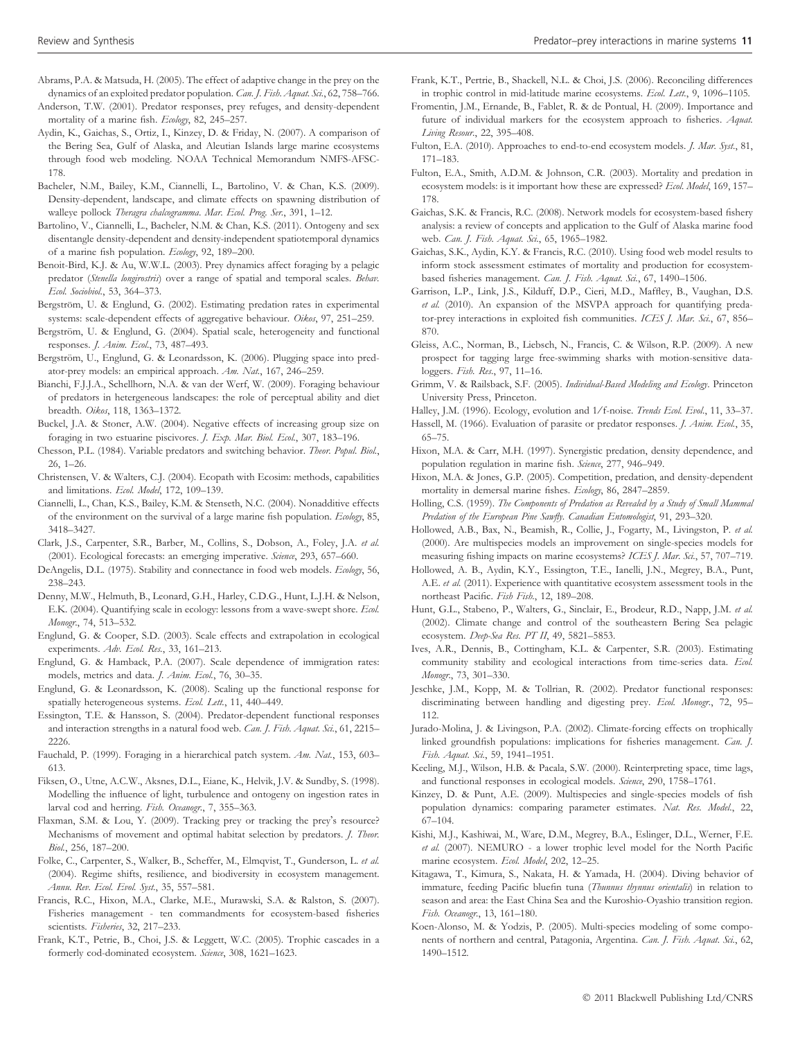Abrams, P.A. & Matsuda, H. (2005). The effect of adaptive change in the prey on the dynamics of an exploited predator population. *Can. J. Fish. Aquat. Sci.*, 62, 758–766.

Anderson, T.W. (2001). Predator responses, prey refuges, and density-dependent mortality of a marine fish. *Ecology*, 82, 245–257.

Aydin, K., Gaichas, S., Ortiz, I., Kinzey, D. & Friday, N. (2007). A comparison of the Bering Sea, Gulf of Alaska, and Aleutian Islands large marine ecosystems through food web modeling. NOAA Technical Memorandum NMFS-AFSC-178.

Bacheler, N.M., Bailey, K.M., Ciannelli, L., Bartolino, V. & Chan, K.S. (2009). Density-dependent, landscape, and climate effects on spawning distribution of walleye pollock *Theragra chalcogramma*. *Mar. Ecol. Prog. Ser.*, 391, 1–12.

Bartolino, V., Ciannelli, L., Bacheler, N.M. & Chan, K.S. (2011). Ontogeny and sex disentangle density-dependent and density-independent spatiotemporal dynamics of a marine fish population. *Ecology*, 92, 189–200.

Benoit-Bird, K.J. & Au, W.W.L. (2003). Prey dynamics affect foraging by a pelagic predator (*Stenella longirostris*) over a range of spatial and temporal scales. *Behav. Ecol. Sociobiol.*, 53, 364–373.

Bergström, U. & Englund, G. (2002). Estimating predation rates in experimental systems: scale-dependent effects of aggregative behaviour. *Oikos*, 97, 251–259.

Bergström, U. & Englund, G. (2004). Spatial scale, heterogeneity and functional responses. *J. Anim. Ecol.*, 73, 487–493.

Bergström, U., Englund, G. & Leonardsson, K. (2006). Plugging space into predator-prey models: an empirical approach. *Am. Nat.*, 167, 246–259.

Bianchi, F.J.J.A., Schellhorn, N.A. & van der Werf, W. (2009). Foraging behaviour of predators in hetergeneous landscapes: the role of perceptual ability and diet breadth. *Oikos*, 118, 1363–1372.

Buckel, J.A. & Stoner, A.W. (2004). Negative effects of increasing group size on foraging in two estuarine piscivores. *J. Exp. Mar. Biol. Ecol.*, 307, 183–196.

Chesson, P.L. (1984). Variable predators and switching behavior. *Theor. Popul. Biol.*, 26, 1–26.

Christensen, V. & Walters, C.J. (2004). Ecopath with Ecosim: methods, capabilities and limitations. *Ecol. Model*, 172, 109–139.

Ciannelli, L., Chan, K.S., Bailey, K.M. & Stenseth, N.C. (2004). Nonadditive effects of the environment on the survival of a large marine fish population. *Ecology*, 85, 3418–3427.

Clark, J.S., Carpenter, S.R., Barber, M., Collins, S., Dobson, A., Foley, J.A. *et al.* (2001). Ecological forecasts: an emerging imperative. *Science*, 293, 657–660.

DeAngelis, D.L. (1975). Stability and connectance in food web models. *Ecology*, 56, 238–243.

Denny, M.W., Helmuth, B., Leonard, G.H., Harley, C.D.G., Hunt, L.J.H. & Nelson, E.K. (2004). Quantifying scale in ecology: lessons from a wave-swept shore. *Ecol. Monogr.*, 74, 513–532.

Englund, G. & Cooper, S.D. (2003). Scale effects and extrapolation in ecological experiments. *Adv. Ecol. Res.*, 33, 161–213.

Englund, G. & Hamback, P.A. (2007). Scale dependence of immigration rates: models, metrics and data. *J. Anim. Ecol.*, 76, 30–35.

Englund, G. & Leonardsson, K. (2008). Scaling up the functional response for spatially heterogeneous systems. *Ecol. Lett.*, 11, 440–449.

Essington, T.E. & Hansson, S. (2004). Predator-dependent functional responses and interaction strengths in a natural food web. *Can. J. Fish. Aquat. Sci.*, 61, 2215–2226.

Fauchald, P. (1999). Foraging in a hierarchical patch system. *Am. Nat.*, 153, 603–613.

Fiksen, Ø., Utne, A.C.W., Aksnes, D.L., Eiane, K., Helvik, J.V. & Sundby, S. (1998). Modelling the influence of light, turbulence and ontogeny on ingestion rates in larval cod and herring. *Fish. Oceanogr.*, 7, 355–363.

Flaxman, S.M. & Lou, Y. (2009). Tracking prey or tracking the prey's resource? Mechanisms of movement and optimal habitat selection by predators. *J. Theor. Biol.*, 256, 187–200.

Folke, C., Carpenter, S., Walker, B., Scheffer, M., Elmqvist, T., Gunderson, L. *et al.* (2004). Regime shifts, resilience, and biodiversity in ecosystem management. *Annu. Rev. Ecol. Evol. Syst.*, 35, 557–581.

Francis, R.C., Hixon, M.A., Clarke, M.E., Murawski, S.A. & Ralston, S. (2007). Fisheries management - ten commandments for ecosystem-based fisheries scientists. *Fisheries*, 32, 217–233.

Frank, K.T., Petrie, B., Choi, J.S. & Leggett, W.C. (2005). Trophic cascades in a formerly cod-dominated ecosystem. *Science*, 308, 1621–1623.

Frank, K.T., Pertrie, B., Shackell, N.L. & Choi, J.S. (2006). Reconciling differences in trophic control in mid-latitude marine ecosystems. *Ecol. Lett.*, 9, 1096–1105.

Fromentin, J.M., Ernande, B., Fablet, R. & de Pontual, H. (2009). Importance and future of individual markers for the ecosystem approach to fisheries. *Aquat. Living Resour.*, 22, 395–408.

Fulton, E.A. (2010). Approaches to end-to-end ecosystem models. *J. Mar. Syst.*, 81, 171–183.

Fulton, E.A., Smith, A.D.M. & Johnson, C.R. (2003). Mortality and predation in ecosystem models: is it important how these are expressed? *Ecol. Model*, 169, 157–178.

Gaichas, S.K. & Francis, R.C. (2008). Network models for ecosystem-based fishery analysis: a review of concepts and application to the Gulf of Alaska marine food web. *Can. J. Fish. Aquat. Sci.*, 65, 1965–1982.

Gaichas, S.K., Aydin, K.Y. & Francis, R.C. (2010). Using food web model results to inform stock assessment estimates of mortality and production for ecosystem-based fisheries management. *Can. J. Fish. Aquat. Sci.*, 67, 1490–1506.

Garrison, L.P., Link, J.S., Kilduff, D.P., Cieri, M.D., Maffley, B., Vaughan, D.S. *et al.* (2010). An expansion of the MSVPA approach for quantifying predator-prey interactions in exploited fish communities. *ICES J. Mar. Sci.*, 67, 856–870.

Gleiss, A.C., Norman, B., Liebsch, N., Francis, C. & Wilson, R.P. (2009). A new prospect for tagging large free-swimming sharks with motion-sensitive data-loggers. *Fish. Res.*, 97, 11–16.

Grimm, V. & Railsback, S.F. (2005). *Individual-Based Modeling and Ecology*. Princeton University Press, Princeton.

Halley, J.M. (1996). Ecology, evolution and 1/f-noise. *Trends Ecol. Evol.*, 11, 33–37.

Hassell, M. (1966). Evaluation of parasite or predator responses. *J. Anim. Ecol.*, 35, 65–75.

Hixon, M.A. & Carr, M.H. (1997). Synergistic predation, density dependence, and population regulation in marine fish. *Science*, 277, 946–949.

Hixon, M.A. & Jones, G.P. (2005). Competition, predation, and density-dependent mortality in demersal marine fishes. *Ecology*, 86, 2847–2859.

Holling, C.S. (1959). *The Components of Predation as Revealed by a Study of Small Mammal Predation of the European Pine Sawfly. Canadian Entomologist*, 91, 293–320.

Hollowed, A.B., Bax, N., Beamish, R., Collie, J., Fogarty, M., Livingston, P. *et al.* (2000). Are multispecies models an improvement on single-species models for measuring fishing impacts on marine ecosystems? *ICES J. Mar. Sci.*, 57, 707–719.

Hollowed, A. B., Aydin, K.Y., Essington, T.E., Ianelli, J.N., Megrey, B.A., Punt, A.E. *et al.* (2011). Experience with quantitative ecosystem assessment tools in the northeast Pacific. *Fish Fish.*, 12, 189–208.

Hunt, G.L., Stabeno, P., Walters, G., Sinclair, E., Brodeur, R.D., Napp, J.M. *et al.* (2002). Climate change and control of the southeastern Bering Sea pelagic ecosystem. *Deep-Sea Res. PT II*, 49, 5821–5853.

Ives, A.R., Dennis, B., Cottingham, K.L. & Carpenter, S.R. (2003). Estimating community stability and ecological interactions from time-series data. *Ecol. Monogr.*, 73, 301–330.

Jeschke, J.M., Kopp, M. & Tollrian, R. (2002). Predator functional responses: discriminating between handling and digesting prey. *Ecol. Monogr.*, 72, 95–112.

Jurado-Molina, J. & Livingson, P.A. (2002). Climate-forcing effects on trophically linked groundfish populations: implications for fisheries management. *Can. J. Fish. Aquat. Sci.*, 59, 1941–1951.

Keeling, M.J., Wilson, H.B. & Pacala, S.W. (2000). Reinterpreting space, time lags, and functional responses in ecological models. *Science*, 290, 1758–1761.

Kinzey, D. & Punt, A.E. (2009). Multispecies and single-species models of fish population dynamics: comparing parameter estimates. *Nat. Res. Model.*, 22, 67–104.

Kishi, M.J., Kashiwai, M., Ware, D.M., Megrey, B.A., Eslinger, D.L., Werner, F.E. *et al.* (2007). NEMURO - a lower trophic level model for the North Pacific marine ecosystem. *Ecol. Model*, 202, 12–25.

Kitagawa, T., Kimura, S., Nakata, H. & Yamada, H. (2004). Diving behavior of immature, feeding Pacific bluefin tuna (*Thunnus thynnus orientalis*) in relation to season and area: the East China Sea and the Kuroshio-Oyashio transition region. *Fish. Oceanogr.*, 13, 161–180.

Koen-Alonso, M. & Yodzis, P. (2005). Multi-species modeling of some components of northern and central, Patagonia, Argentina. *Can. J. Fish. Aquat. Sci.*, 62, 1490–1512.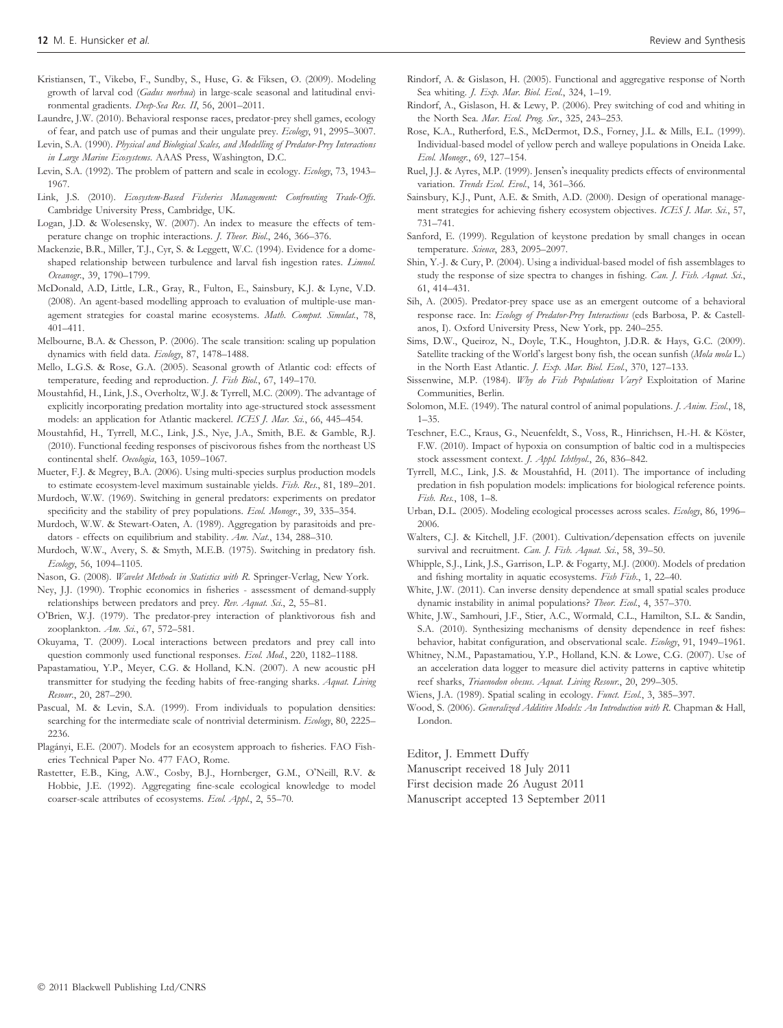Kristiansen, T., Vikebø, F., Sundby, S., Huse, G. & Fiksen, Ø. (2009). Modeling growth of larval cod (*Gadus morhua*) in large-scale seasonal and latitudinal environmental gradients. *Deep-Sea Res. II*, 56, 2001–2011.

Laundre, J.W. (2010). Behavioral response races, predator-prey shell games, ecology of fear, and patch use of pumas and their ungulate prey. *Ecology*, 91, 2995–3007.

Levin, S.A. (1990). *Physical and Biological Scales, and Modelling of Predator-Prey Interactions in Large Marine Ecosystems*. AAAS Press, Washington, D.C.

Levin, S.A. (1992). The problem of pattern and scale in ecology. *Ecology*, 73, 1943–1967.

Link, J.S. (2010). *Ecosystem-Based Fisheries Management: Confronting Trade-Offs*. Cambridge University Press, Cambridge, UK.

Logan, J.D. & Wolesensky, W. (2007). An index to measure the effects of temperature change on trophic interactions. *J. Theor. Biol.*, 246, 366–376.

Mackenzie, B.R., Miller, T.J., Cyr, S. & Leggett, W.C. (1994). Evidence for a dome-shaped relationship between turbulence and larval fish ingestion rates. *Limnol. Oceanogr.*, 39, 1790–1799.

McDonald, A.D, Little, L.R., Gray, R., Fulton, E., Sainsbury, K.J. & Lyne, V.D. (2008). An agent-based modelling approach to evaluation of multiple-use management strategies for coastal marine ecosystems. *Math. Comput. Simulat.*, 78, 401–411.

Melbourne, B.A. & Chesson, P. (2006). The scale transition: scaling up population dynamics with field data. *Ecology*, 87, 1478–1488.

Mello, L.G.S. & Rose, G.A. (2005). Seasonal growth of Atlantic cod: effects of temperature, feeding and reproduction. *J. Fish Biol.*, 67, 149–170.

Moustahfid, H., Link, J.S., Overholtz, W.J. & Tyrrell, M.C. (2009). The advantage of explicitly incorporating predation mortality into age-structured stock assessment models: an application for Atlantic mackerel. *ICES J. Mar. Sci.*, 66, 445–454.

Moustahfid, H., Tyrrell, M.C., Link, J.S., Nye, J.A., Smith, B.E. & Gamble, R.J. (2010). Functional feeding responses of piscivorous fishes from the northeast US continental shelf. *Oecologia*, 163, 1059–1067.

Mueter, F.J. & Megrey, B.A. (2006). Using multi-species surplus production models to estimate ecosystem-level maximum sustainable yields. *Fish. Res.*, 81, 189–201.

Murdoch, W.W. (1969). Switching in general predators: experiments on predator specificity and the stability of prey populations. *Ecol. Monogr.*, 39, 335–354.

Murdoch, W.W. & Stewart-Oaten, A. (1989). Aggregation by parasitoids and predators - effects on equilibrium and stability. *Am. Nat.*, 134, 288–310.

Murdoch, W.W., Avery, S. & Smyth, M.E.B. (1975). Switching in predatory fish. *Ecology*, 56, 1094–1105.

Nason, G. (2008). *Wavelet Methods in Statistics with R*. Springer-Verlag, New York.

Ney, J.J. (1990). Trophic economics in fisheries - assessment of demand-supply relationships between predators and prey. *Rev. Aquat. Sci.*, 2, 55–81.

O'Brien, W.J. (1979). The predator-prey interaction of planktivorous fish and zooplankton. *Am. Sci.*, 67, 572–581.

Okuyama, T. (2009). Local interactions between predators and prey call into question commonly used functional responses. *Ecol. Mod.*, 220, 1182–1188.

Papastamatiou, Y.P., Meyer, C.G. & Holland, K.N. (2007). A new acoustic pH transmitter for studying the feeding habits of free-ranging sharks. *Aquat. Living Resour.*, 20, 287–290.

Pascual, M. & Levin, S.A. (1999). From individuals to population densities: searching for the intermediate scale of nontrivial determinism. *Ecology*, 80, 2225–2236.

Plagányi, E.E. (2007). Models for an ecosystem approach to fisheries. FAO Fisheries Technical Paper No. 477 FAO, Rome.

Rastetter, E.B., King, A.W., Cosby, B.J., Hornberger, G.M., O'Neill, R.V. & Hobbie, J.E. (1992). Aggregating fine-scale ecological knowledge to model coarser-scale attributes of ecosystems. *Ecol. Appl.*, 2, 55–70.

Rindorf, A. & Gislason, H. (2005). Functional and aggregative response of North Sea whiting. *J. Exp. Mar. Biol. Ecol.*, 324, 1–19.

Rindorf, A., Gislason, H. & Lewy, P. (2006). Prey switching of cod and whiting in the North Sea. *Mar. Ecol. Prog. Ser.*, 325, 243–253.

Rose, K.A., Rutherford, E.S., McDermot, D.S., Forney, J.L. & Mills, E.L. (1999). Individual-based model of yellow perch and walleye populations in Oneida Lake. *Ecol. Monogr.*, 69, 127–154.

Ruel, J.J. & Ayres, M.P. (1999). Jensen's inequality predicts effects of environmental variation. *Trends Ecol. Evol.*, 14, 361–366.

Sainsbury, K.J., Punt, A.E. & Smith, A.D. (2000). Design of operational management strategies for achieving fishery ecosystem objectives. *ICES J. Mar. Sci.*, 57, 731–741.

Sanford, E. (1999). Regulation of keystone predation by small changes in ocean temperature. *Science*, 283, 2095–2097.

Shin, Y.-J. & Cury, P. (2004). Using a individual-based model of fish assemblages to study the response of size spectra to changes in fishing. *Can. J. Fish. Aquat. Sci.*, 61, 414–431.

Sih, A. (2005). Predator-prey space use as an emergent outcome of a behavioral response race. In: *Ecology of Predator-Prey Interactions* (eds Barbosa, P. & Castellanos, I). Oxford University Press, New York, pp. 240–255.

Sims, D.W., Queiroz, N., Doyle, T.K., Houghton, J.D.R. & Hays, G.C. (2009). Satellite tracking of the World's largest bony fish, the ocean sunfish (*Mola mola* L.) in the North East Atlantic. *J. Exp. Mar. Biol. Ecol.*, 370, 127–133.

Sissenwine, M.P. (1984). *Why do Fish Populations Vary?* Exploitation of Marine Communities, Berlin.

Solomon, M.E. (1949). The natural control of animal populations. *J. Anim. Ecol.*, 18, 1–35.

Teschner, E.C., Kraus, G., Neuenfeldt, S., Voss, R., Hinrichsen, H.-H. & Köster, F.W. (2010). Impact of hypoxia on consumption of baltic cod in a multispecies stock assessment context. *J. Appl. Ichthyol.*, 26, 836–842.

Tyrrell, M.C., Link, J.S. & Moustahfid, H. (2011). The importance of including predation in fish population models: implications for biological reference points. *Fish. Res.*, 108, 1–8.

Urban, D.L. (2005). Modeling ecological processes across scales. *Ecology*, 86, 1996–2006.

Walters, C.J. & Kitchell, J.F. (2001). Cultivation/depensation effects on juvenile survival and recruitment. *Can. J. Fish. Aquat. Sci.*, 58, 39–50.

Whipple, S.J., Link, J.S., Garrison, L.P. & Fogarty, M.J. (2000). Models of predation and fishing mortality in aquatic ecosystems. *Fish Fish.*, 1, 22–40.

White, J.W. (2011). Can inverse density dependence at small spatial scales produce dynamic instability in animal populations? *Theor. Ecol.*, 4, 357–370.

White, J.W., Samhouri, J.F., Stier, A.C., Wormald, C.L., Hamilton, S.L. & Sandin, S.A. (2010). Synthesizing mechanisms of density dependence in reef fishes: behavior, habitat configuration, and observational scale. *Ecology*, 91, 1949–1961.

Whitney, N.M., Papastamatiou, Y.P., Holland, K.N. & Lowe, C.G. (2007). Use of an acceleration data logger to measure diel activity patterns in captive whitetip reef sharks, *Triaenodon obesus*. *Aquat. Living Resour.*, 20, 299–305.

Wiens, J.A. (1989). Spatial scaling in ecology. *Funct. Ecol.*, 3, 385–397.

Wood, S. (2006). *Generalized Additive Models: An Introduction with R*. Chapman & Hall, London.

Editor, J. Emmett Duffy
Manuscript received 18 July 2011
First decision made 26 August 2011
Manuscript accepted 13 September 2011